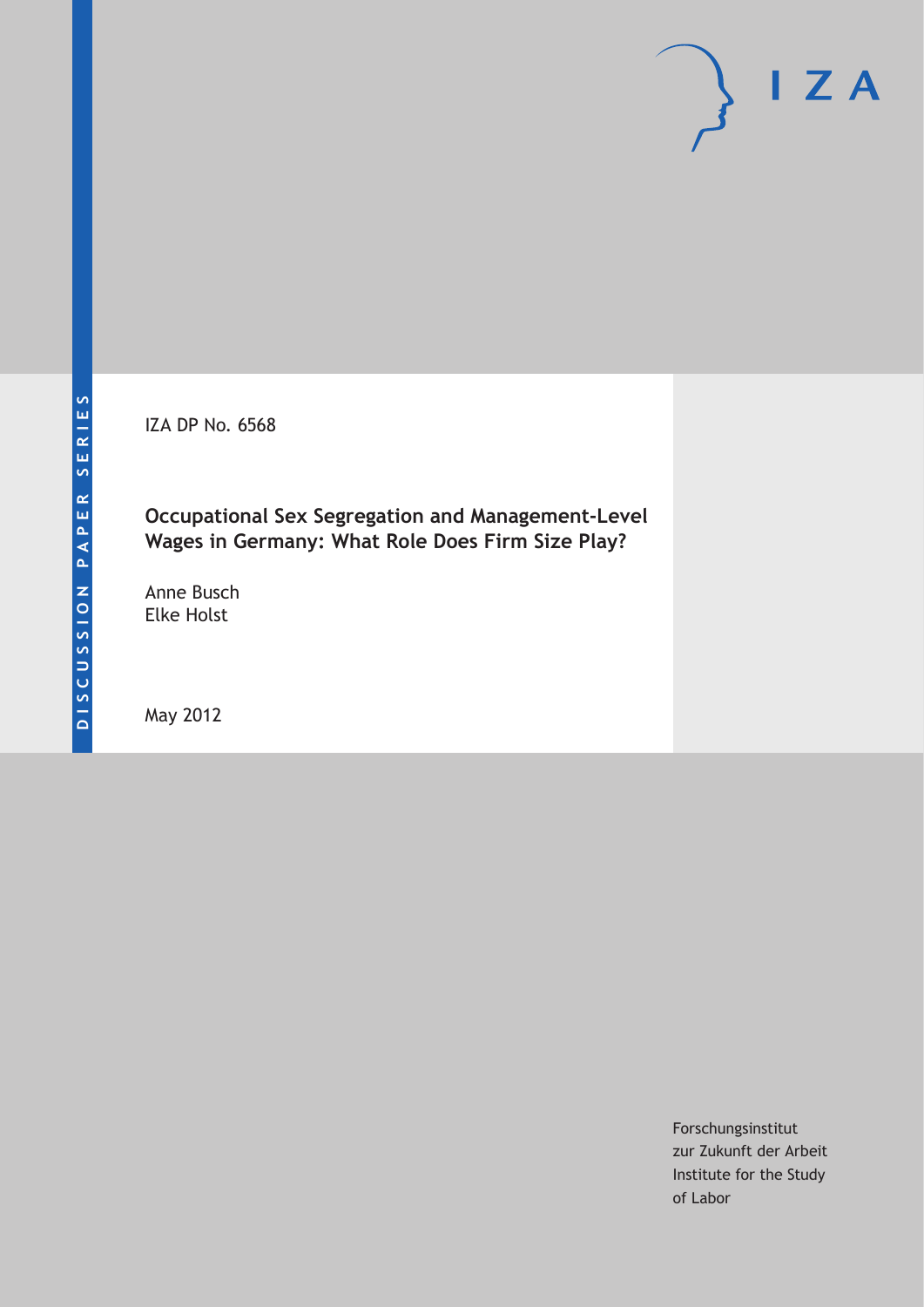I Z A

DISCUSSION PAPER SERIES

IZA DP No. 6568

**Occupational Sex Segregation and Management-Level Wages in Germany: What Role Does Firm Size Play?**

Anne Busch
Elke Holst

May 2012

Forschungsinstitut
zur Zukunft der Arbeit
Institute for the Study
of Labor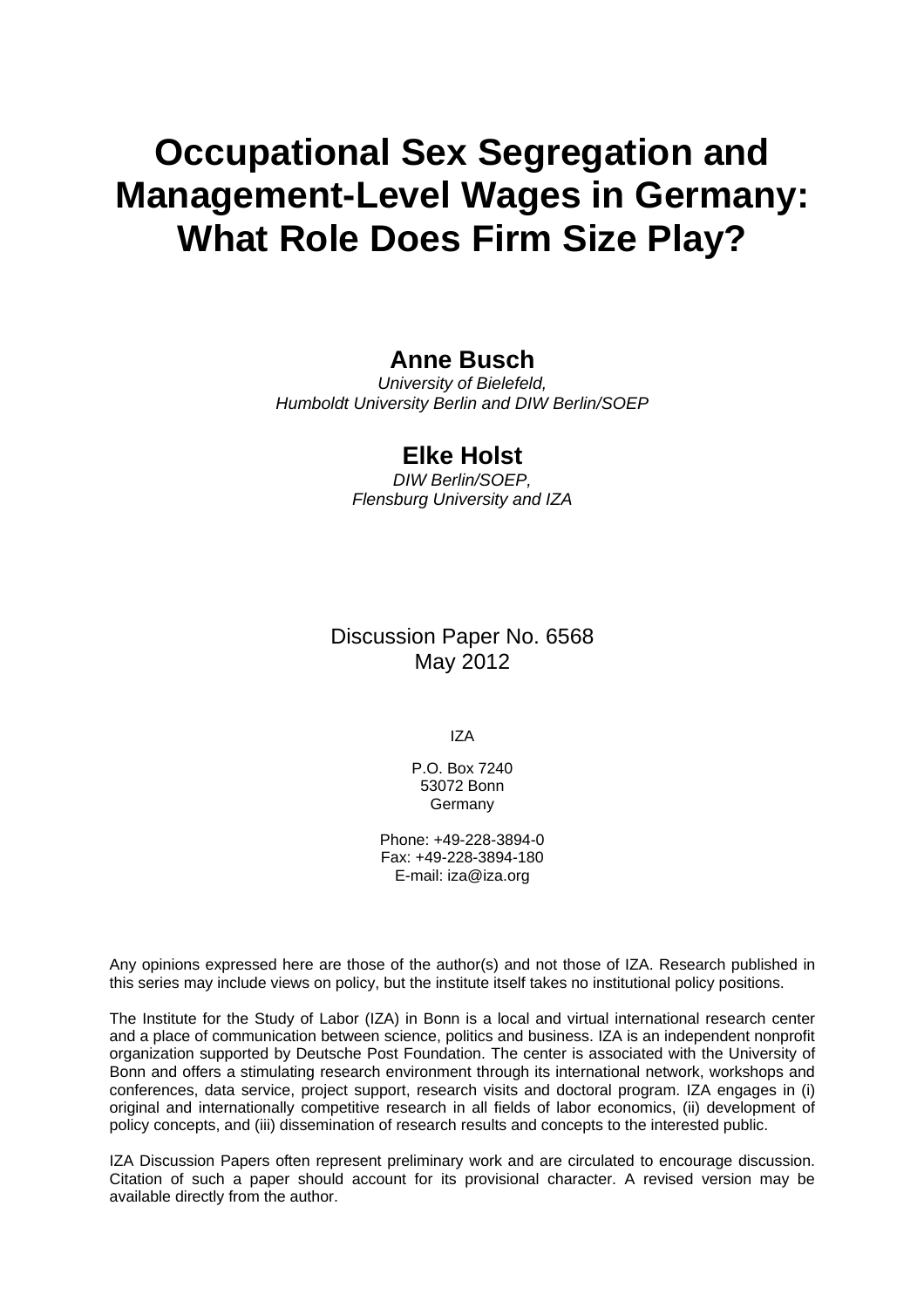# Occupational Sex Segregation and Management-Level Wages in Germany: What Role Does Firm Size Play?

**Anne Busch**

*University of Bielefeld,*
*Humboldt University Berlin and DIW Berlin/SOEP*

**Elke Holst**

*DIW Berlin/SOEP,*
*Flensburg University and IZA*

Discussion Paper No. 6568
May 2012

IZA

P.O. Box 7240
53072 Bonn
Germany

Phone: +49-228-3894-0
Fax: +49-228-3894-180
E-mail: iza@iza.org

Any opinions expressed here are those of the author(s) and not those of IZA. Research published in this series may include views on policy, but the institute itself takes no institutional policy positions.

The Institute for the Study of Labor (IZA) in Bonn is a local and virtual international research center and a place of communication between science, politics and business. IZA is an independent nonprofit organization supported by Deutsche Post Foundation. The center is associated with the University of Bonn and offers a stimulating research environment through its international network, workshops and conferences, data service, project support, research visits and doctoral program. IZA engages in (i) original and internationally competitive research in all fields of labor economics, (ii) development of policy concepts, and (iii) dissemination of research results and concepts to the interested public.

IZA Discussion Papers often represent preliminary work and are circulated to encourage discussion. Citation of such a paper should account for its provisional character. A revised version may be available directly from the author.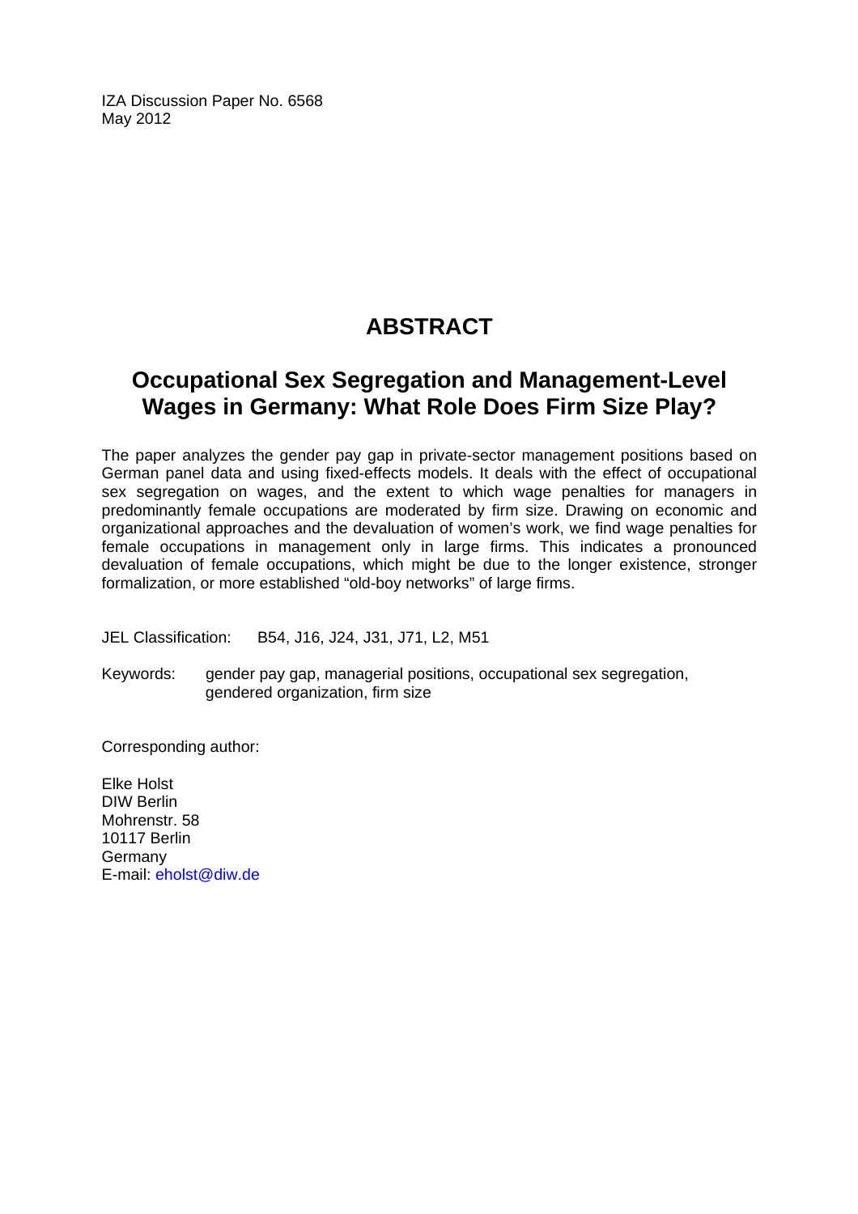IZA Discussion Paper No. 6568
May 2012

# ABSTRACT

## Occupational Sex Segregation and Management-Level Wages in Germany: What Role Does Firm Size Play?

The paper analyzes the gender pay gap in private-sector management positions based on German panel data and using fixed-effects models. It deals with the effect of occupational sex segregation on wages, and the extent to which wage penalties for managers in predominantly female occupations are moderated by firm size. Drawing on economic and organizational approaches and the devaluation of women's work, we find wage penalties for female occupations in management only in large firms. This indicates a pronounced devaluation of female occupations, which might be due to the longer existence, stronger formalization, or more established "old-boy networks" of large firms.

JEL Classification: B54, J16, J24, J31, J71, L2, M51

Keywords: gender pay gap, managerial positions, occupational sex segregation, gendered organization, firm size

Corresponding author:

Elke Holst
DIW Berlin
Mohrenstr. 58
10117 Berlin
Germany
E-mail: ehol­st@diw.de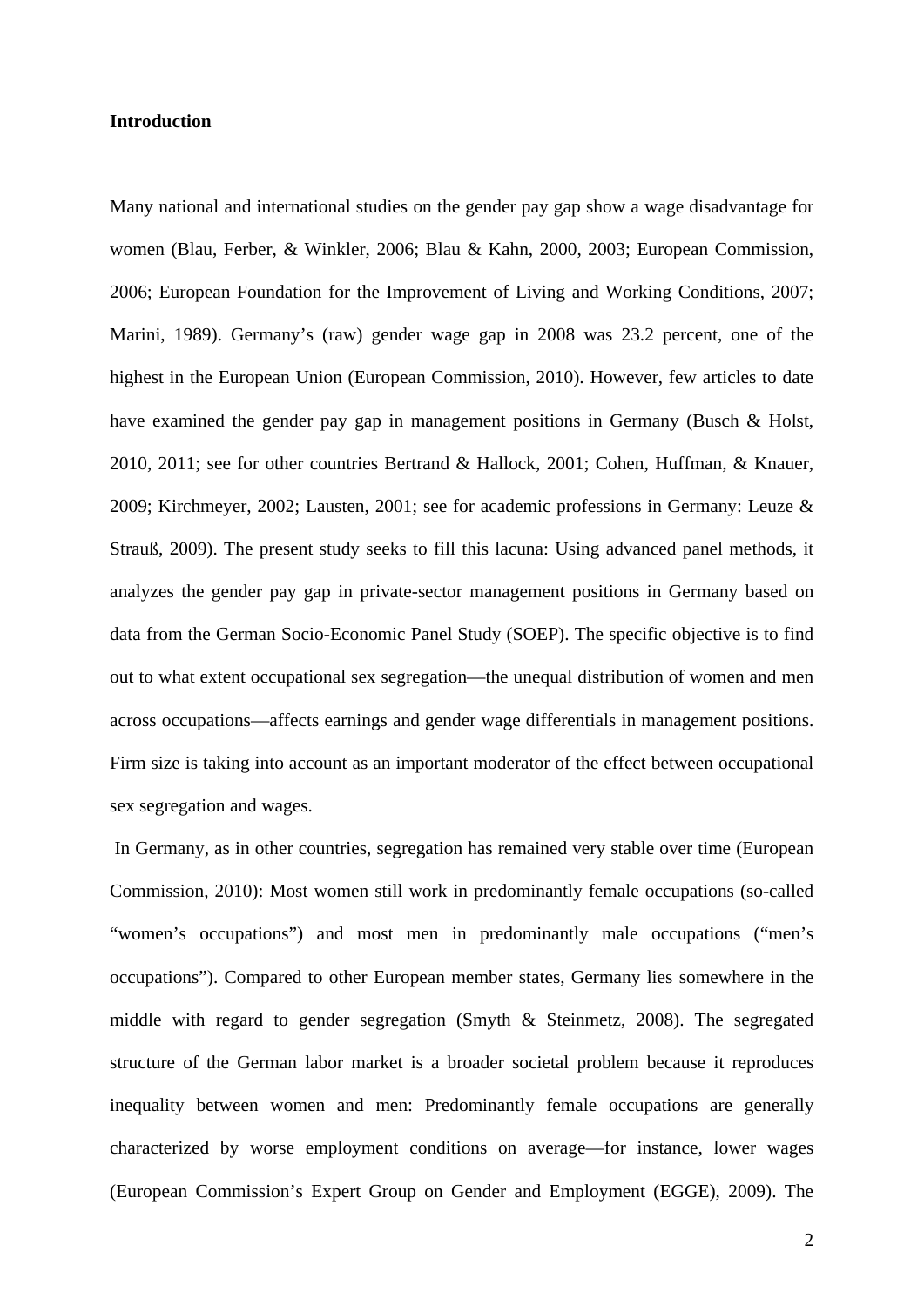**Introduction**

Many national and international studies on the gender pay gap show a wage disadvantage for women (Blau, Ferber, & Winkler, 2006; Blau & Kahn, 2000, 2003; European Commission, 2006; European Foundation for the Improvement of Living and Working Conditions, 2007; Marini, 1989). Germany's (raw) gender wage gap in 2008 was 23.2 percent, one of the highest in the European Union (European Commission, 2010). However, few articles to date have examined the gender pay gap in management positions in Germany (Busch & Holst, 2010, 2011; see for other countries Bertrand & Hallock, 2001; Cohen, Huffman, & Knauer, 2009; Kirchmeyer, 2002; Lausten, 2001; see for academic professions in Germany: Leuze & Strauß, 2009). The present study seeks to fill this lacuna: Using advanced panel methods, it analyzes the gender pay gap in private-sector management positions in Germany based on data from the German Socio-Economic Panel Study (SOEP). The specific objective is to find out to what extent occupational sex segregation—the unequal distribution of women and men across occupations—affects earnings and gender wage differentials in management positions. Firm size is taking into account as an important moderator of the effect between occupational sex segregation and wages.

In Germany, as in other countries, segregation has remained very stable over time (European Commission, 2010): Most women still work in predominantly female occupations (so-called "women's occupations") and most men in predominantly male occupations ("men's occupations"). Compared to other European member states, Germany lies somewhere in the middle with regard to gender segregation (Smyth & Steinmetz, 2008). The segregated structure of the German labor market is a broader societal problem because it reproduces inequality between women and men: Predominantly female occupations are generally characterized by worse employment conditions on average—for instance, lower wages (European Commission's Expert Group on Gender and Employment (EGGE), 2009). The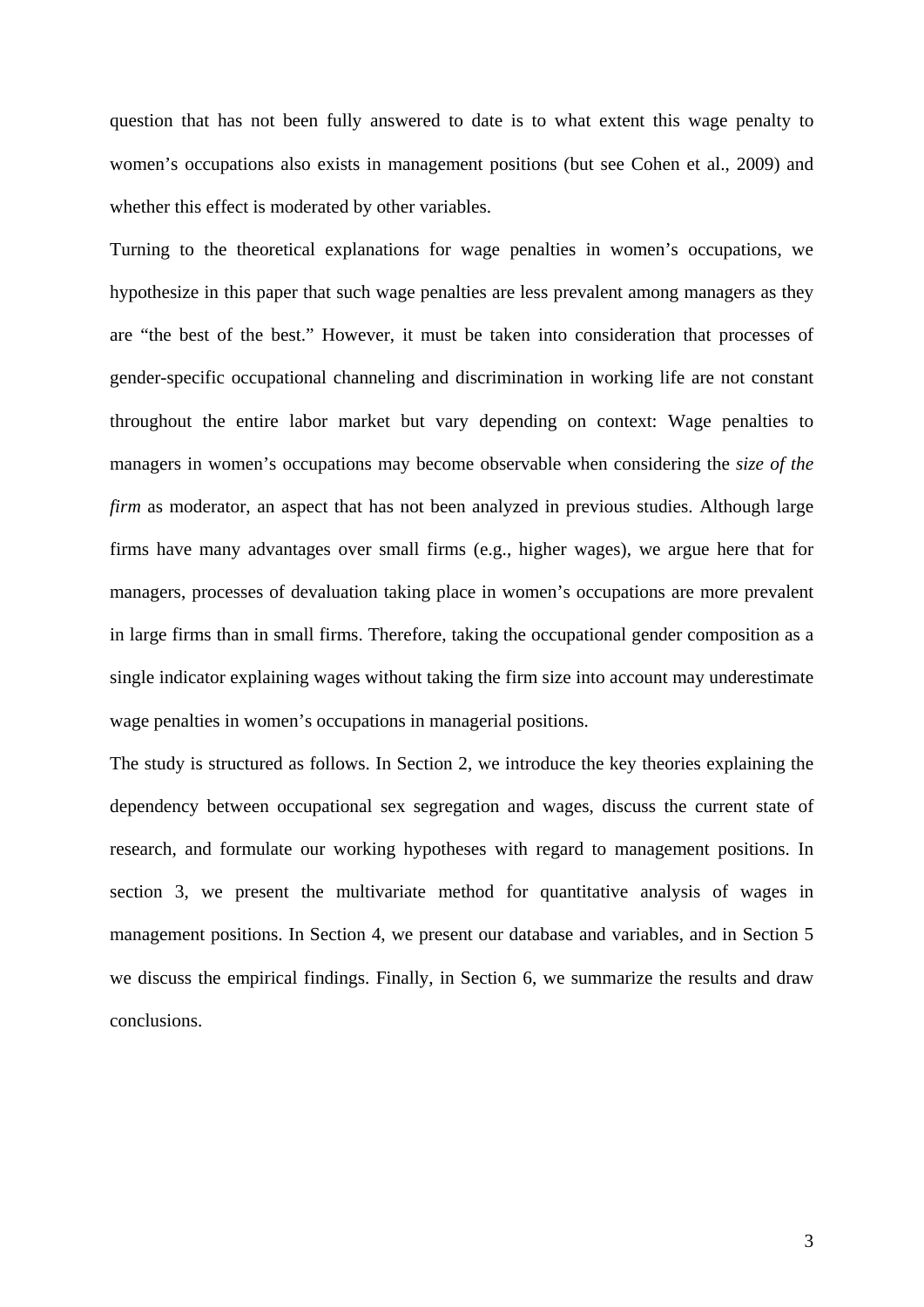question that has not been fully answered to date is to what extent this wage penalty to women's occupations also exists in management positions (but see Cohen et al., 2009) and whether this effect is moderated by other variables.

Turning to the theoretical explanations for wage penalties in women's occupations, we hypothesize in this paper that such wage penalties are less prevalent among managers as they are "the best of the best." However, it must be taken into consideration that processes of gender-specific occupational channeling and discrimination in working life are not constant throughout the entire labor market but vary depending on context: Wage penalties to managers in women's occupations may become observable when considering the *size of the firm* as moderator, an aspect that has not been analyzed in previous studies. Although large firms have many advantages over small firms (e.g., higher wages), we argue here that for managers, processes of devaluation taking place in women's occupations are more prevalent in large firms than in small firms. Therefore, taking the occupational gender composition as a single indicator explaining wages without taking the firm size into account may underestimate wage penalties in women's occupations in managerial positions.

The study is structured as follows. In Section 2, we introduce the key theories explaining the dependency between occupational sex segregation and wages, discuss the current state of research, and formulate our working hypotheses with regard to management positions. In section 3, we present the multivariate method for quantitative analysis of wages in management positions. In Section 4, we present our database and variables, and in Section 5 we discuss the empirical findings. Finally, in Section 6, we summarize the results and draw conclusions.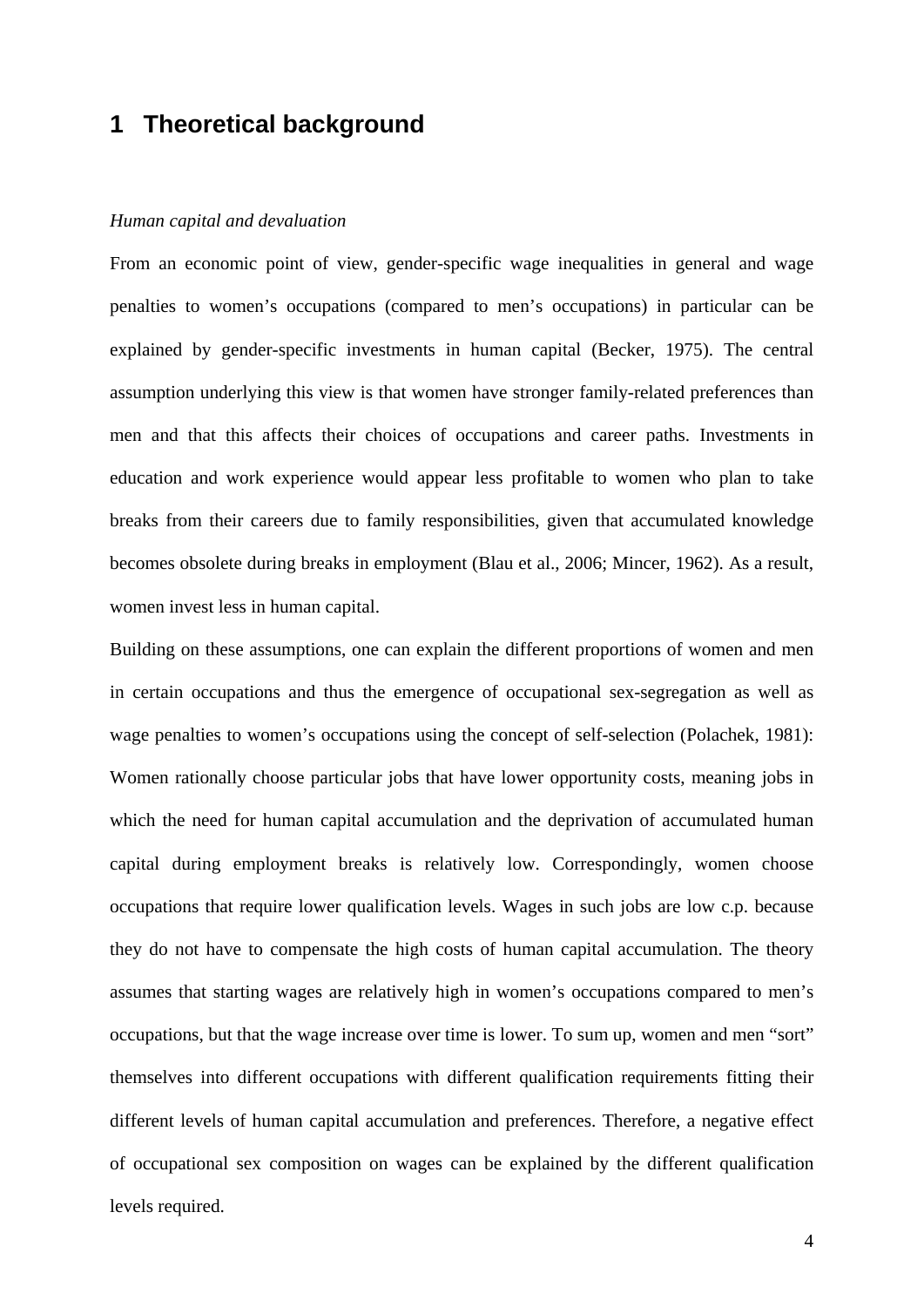# 1 Theoretical background

*Human capital and devaluation*

From an economic point of view, gender-specific wage inequalities in general and wage penalties to women's occupations (compared to men's occupations) in particular can be explained by gender-specific investments in human capital (Becker, 1975). The central assumption underlying this view is that women have stronger family-related preferences than men and that this affects their choices of occupations and career paths. Investments in education and work experience would appear less profitable to women who plan to take breaks from their careers due to family responsibilities, given that accumulated knowledge becomes obsolete during breaks in employment (Blau et al., 2006; Mincer, 1962). As a result, women invest less in human capital.

Building on these assumptions, one can explain the different proportions of women and men in certain occupations and thus the emergence of occupational sex-segregation as well as wage penalties to women's occupations using the concept of self-selection (Polachek, 1981): Women rationally choose particular jobs that have lower opportunity costs, meaning jobs in which the need for human capital accumulation and the deprivation of accumulated human capital during employment breaks is relatively low. Correspondingly, women choose occupations that require lower qualification levels. Wages in such jobs are low c.p. because they do not have to compensate the high costs of human capital accumulation. The theory assumes that starting wages are relatively high in women's occupations compared to men's occupations, but that the wage increase over time is lower. To sum up, women and men "sort" themselves into different occupations with different qualification requirements fitting their different levels of human capital accumulation and preferences. Therefore, a negative effect of occupational sex composition on wages can be explained by the different qualification levels required.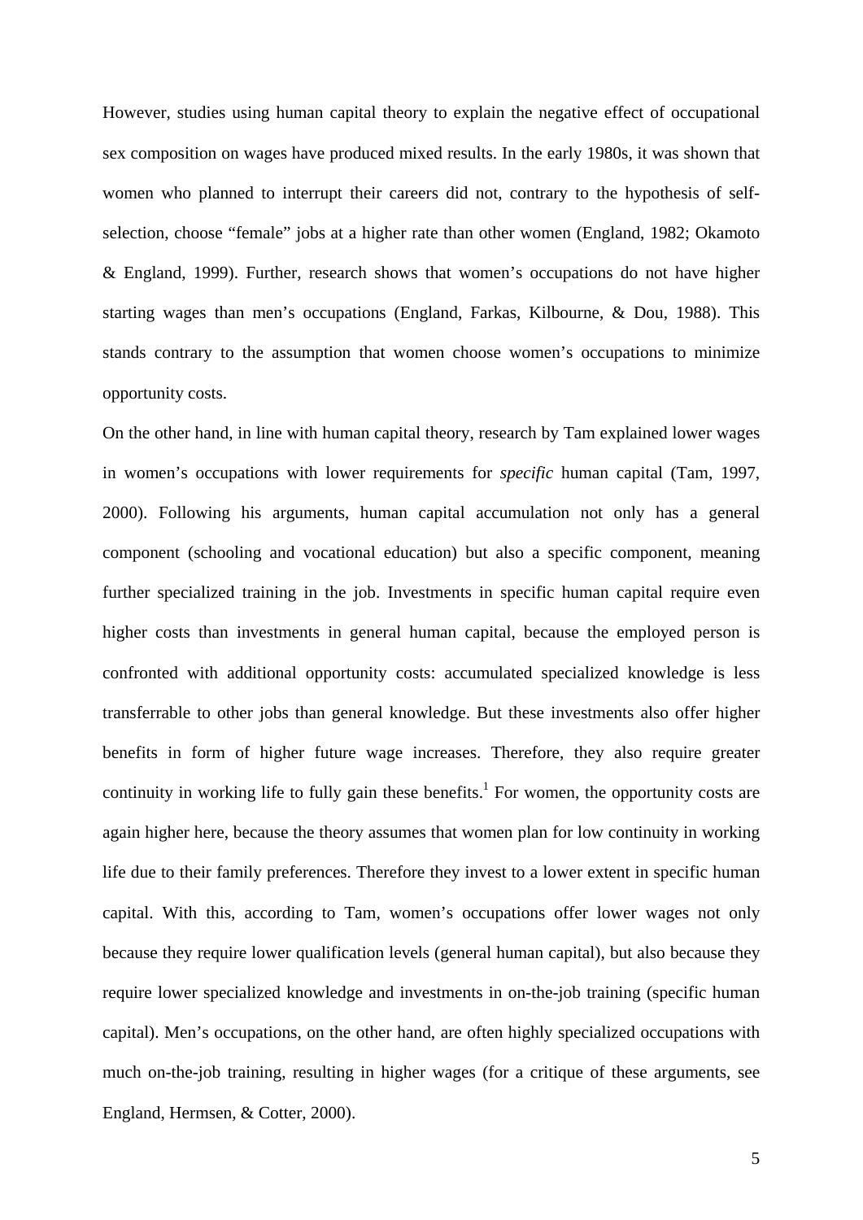However, studies using human capital theory to explain the negative effect of occupational sex composition on wages have produced mixed results. In the early 1980s, it was shown that women who planned to interrupt their careers did not, contrary to the hypothesis of self-selection, choose "female" jobs at a higher rate than other women (England, 1982; Okamoto & England, 1999). Further, research shows that women's occupations do not have higher starting wages than men's occupations (England, Farkas, Kilbourne, & Dou, 1988). This stands contrary to the assumption that women choose women's occupations to minimize opportunity costs.

On the other hand, in line with human capital theory, research by Tam explained lower wages in women's occupations with lower requirements for *specific* human capital (Tam, 1997, 2000). Following his arguments, human capital accumulation not only has a general component (schooling and vocational education) but also a specific component, meaning further specialized training in the job. Investments in specific human capital require even higher costs than investments in general human capital, because the employed person is confronted with additional opportunity costs: accumulated specialized knowledge is less transferrable to other jobs than general knowledge. But these investments also offer higher benefits in form of higher future wage increases. Therefore, they also require greater continuity in working life to fully gain these benefits.[1] For women, the opportunity costs are again higher here, because the theory assumes that women plan for low continuity in working life due to their family preferences. Therefore they invest to a lower extent in specific human capital. With this, according to Tam, women's occupations offer lower wages not only because they require lower qualification levels (general human capital), but also because they require lower specialized knowledge and investments in on-the-job training (specific human capital). Men's occupations, on the other hand, are often highly specialized occupations with much on-the-job training, resulting in higher wages (for a critique of these arguments, see England, Hermsen, & Cotter, 2000).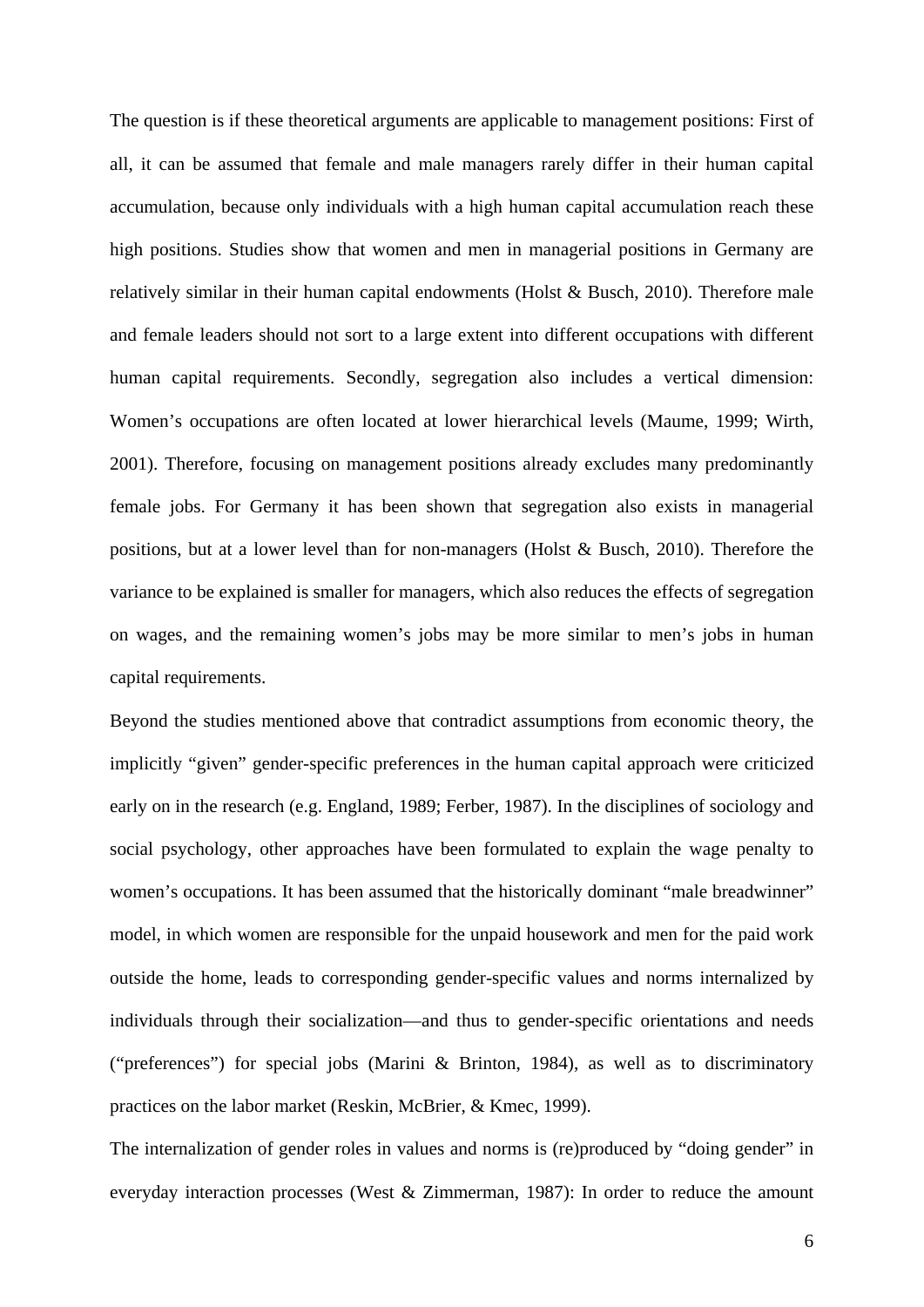The question is if these theoretical arguments are applicable to management positions: First of all, it can be assumed that female and male managers rarely differ in their human capital accumulation, because only individuals with a high human capital accumulation reach these high positions. Studies show that women and men in managerial positions in Germany are relatively similar in their human capital endowments (Holst & Busch, 2010). Therefore male and female leaders should not sort to a large extent into different occupations with different human capital requirements. Secondly, segregation also includes a vertical dimension: Women's occupations are often located at lower hierarchical levels (Maume, 1999; Wirth, 2001). Therefore, focusing on management positions already excludes many predominantly female jobs. For Germany it has been shown that segregation also exists in managerial positions, but at a lower level than for non-managers (Holst & Busch, 2010). Therefore the variance to be explained is smaller for managers, which also reduces the effects of segregation on wages, and the remaining women's jobs may be more similar to men's jobs in human capital requirements.

Beyond the studies mentioned above that contradict assumptions from economic theory, the implicitly "given" gender-specific preferences in the human capital approach were criticized early on in the research (e.g. England, 1989; Ferber, 1987). In the disciplines of sociology and social psychology, other approaches have been formulated to explain the wage penalty to women's occupations. It has been assumed that the historically dominant "male breadwinner" model, in which women are responsible for the unpaid housework and men for the paid work outside the home, leads to corresponding gender-specific values and norms internalized by individuals through their socialization—and thus to gender-specific orientations and needs ("preferences") for special jobs (Marini & Brinton, 1984), as well as to discriminatory practices on the labor market (Reskin, McBrier, & Kmec, 1999).

The internalization of gender roles in values and norms is (re)produced by "doing gender" in everyday interaction processes (West & Zimmerman, 1987): In order to reduce the amount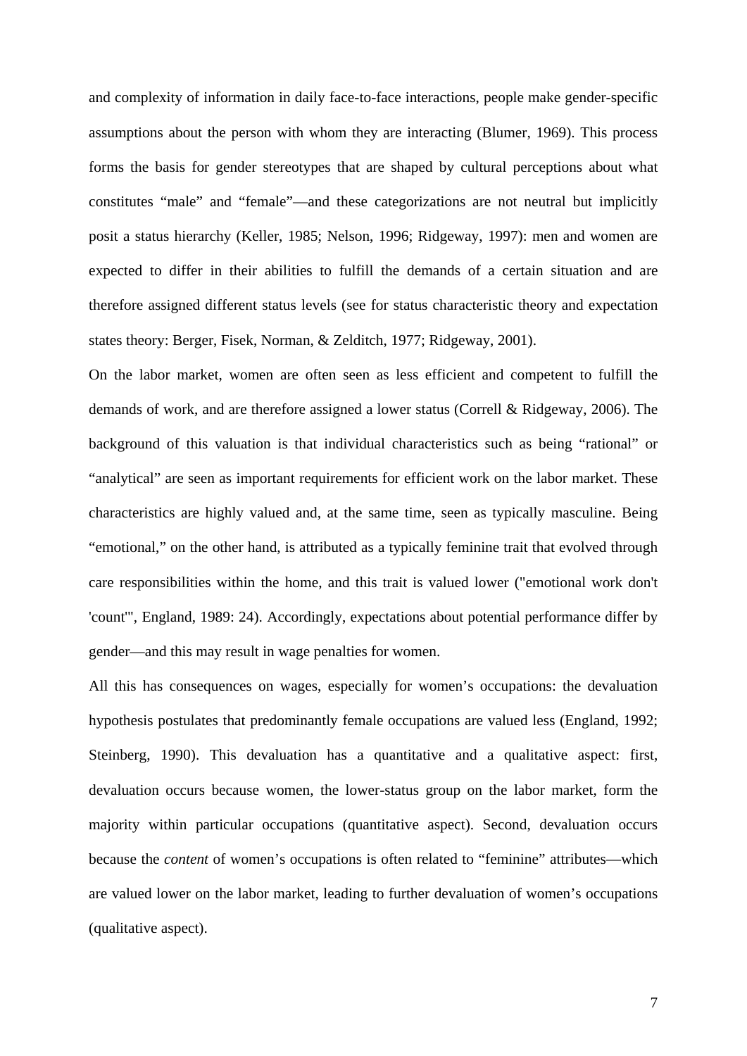and complexity of information in daily face-to-face interactions, people make gender-specific assumptions about the person with whom they are interacting (Blumer, 1969). This process forms the basis for gender stereotypes that are shaped by cultural perceptions about what constitutes "male" and "female"—and these categorizations are not neutral but implicitly posit a status hierarchy (Keller, 1985; Nelson, 1996; Ridgeway, 1997): men and women are expected to differ in their abilities to fulfill the demands of a certain situation and are therefore assigned different status levels (see for status characteristic theory and expectation states theory: Berger, Fisek, Norman, & Zelditch, 1977; Ridgeway, 2001).

On the labor market, women are often seen as less efficient and competent to fulfill the demands of work, and are therefore assigned a lower status (Correll & Ridgeway, 2006). The background of this valuation is that individual characteristics such as being "rational" or "analytical" are seen as important requirements for efficient work on the labor market. These characteristics are highly valued and, at the same time, seen as typically masculine. Being "emotional," on the other hand, is attributed as a typically feminine trait that evolved through care responsibilities within the home, and this trait is valued lower ("emotional work don't 'count'", England, 1989: 24). Accordingly, expectations about potential performance differ by gender—and this may result in wage penalties for women.

All this has consequences on wages, especially for women's occupations: the devaluation hypothesis postulates that predominantly female occupations are valued less (England, 1992; Steinberg, 1990). This devaluation has a quantitative and a qualitative aspect: first, devaluation occurs because women, the lower-status group on the labor market, form the majority within particular occupations (quantitative aspect). Second, devaluation occurs because the *content* of women's occupations is often related to "feminine" attributes—which are valued lower on the labor market, leading to further devaluation of women's occupations (qualitative aspect).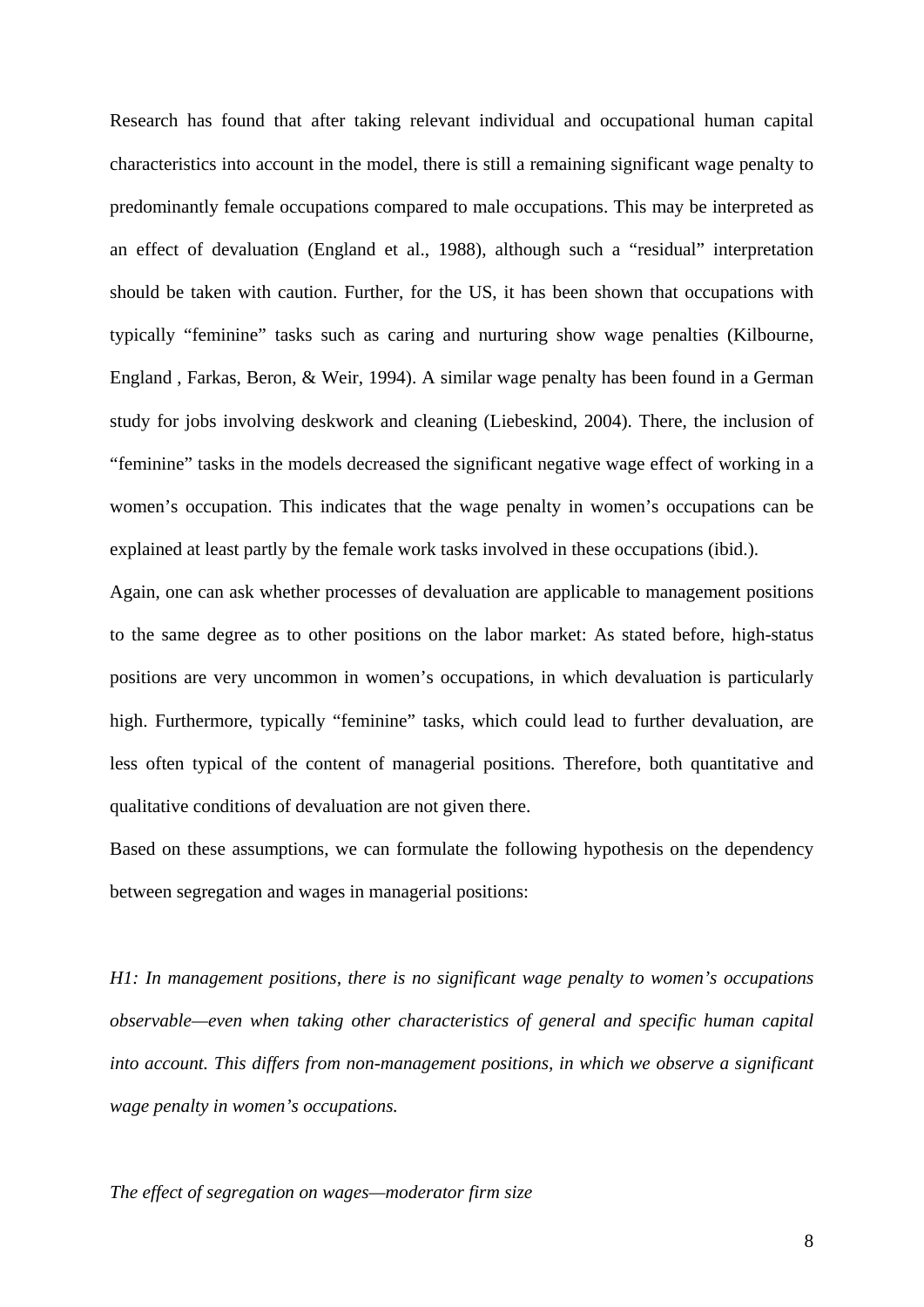Research has found that after taking relevant individual and occupational human capital characteristics into account in the model, there is still a remaining significant wage penalty to predominantly female occupations compared to male occupations. This may be interpreted as an effect of devaluation (England et al., 1988), although such a "residual" interpretation should be taken with caution. Further, for the US, it has been shown that occupations with typically "feminine" tasks such as caring and nurturing show wage penalties (Kilbourne, England , Farkas, Beron, & Weir, 1994). A similar wage penalty has been found in a German study for jobs involving deskwork and cleaning (Liebeskind, 2004). There, the inclusion of "feminine" tasks in the models decreased the significant negative wage effect of working in a women's occupation. This indicates that the wage penalty in women's occupations can be explained at least partly by the female work tasks involved in these occupations (ibid.).

Again, one can ask whether processes of devaluation are applicable to management positions to the same degree as to other positions on the labor market: As stated before, high-status positions are very uncommon in women's occupations, in which devaluation is particularly high. Furthermore, typically "feminine" tasks, which could lead to further devaluation, are less often typical of the content of managerial positions. Therefore, both quantitative and qualitative conditions of devaluation are not given there.

Based on these assumptions, we can formulate the following hypothesis on the dependency between segregation and wages in managerial positions:

*H1: In management positions, there is no significant wage penalty to women's occupations observable—even when taking other characteristics of general and specific human capital into account. This differs from non-management positions, in which we observe a significant wage penalty in women's occupations.*

*The effect of segregation on wages—moderator firm size*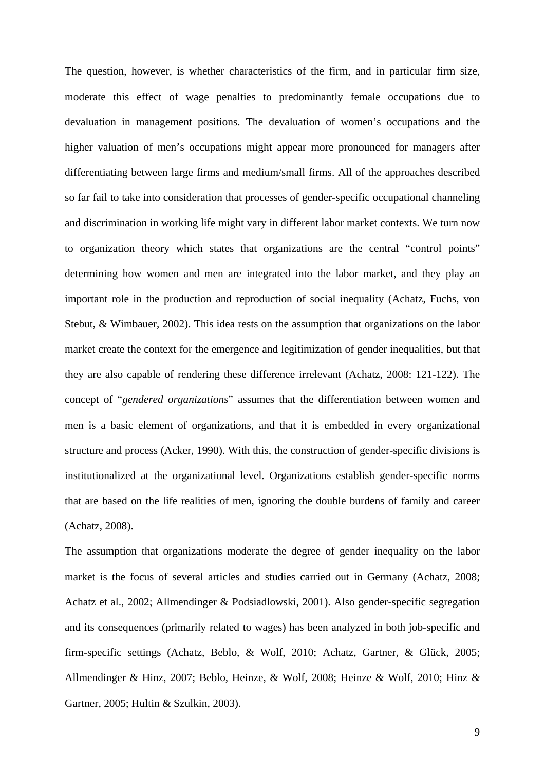The question, however, is whether characteristics of the firm, and in particular firm size, moderate this effect of wage penalties to predominantly female occupations due to devaluation in management positions. The devaluation of women's occupations and the higher valuation of men's occupations might appear more pronounced for managers after differentiating between large firms and medium/small firms. All of the approaches described so far fail to take into consideration that processes of gender-specific occupational channeling and discrimination in working life might vary in different labor market contexts. We turn now to organization theory which states that organizations are the central "control points" determining how women and men are integrated into the labor market, and they play an important role in the production and reproduction of social inequality (Achatz, Fuchs, von Stebut, & Wimbauer, 2002). This idea rests on the assumption that organizations on the labor market create the context for the emergence and legitimization of gender inequalities, but that they are also capable of rendering these difference irrelevant (Achatz, 2008: 121-122). The concept of "*gendered organizations*" assumes that the differentiation between women and men is a basic element of organizations, and that it is embedded in every organizational structure and process (Acker, 1990). With this, the construction of gender-specific divisions is institutionalized at the organizational level. Organizations establish gender-specific norms that are based on the life realities of men, ignoring the double burdens of family and career (Achatz, 2008).

The assumption that organizations moderate the degree of gender inequality on the labor market is the focus of several articles and studies carried out in Germany (Achatz, 2008; Achatz et al., 2002; Allmendinger & Podsiadlowski, 2001). Also gender-specific segregation and its consequences (primarily related to wages) has been analyzed in both job-specific and firm-specific settings (Achatz, Beblo, & Wolf, 2010; Achatz, Gartner, & Glück, 2005; Allmendinger & Hinz, 2007; Beblo, Heinze, & Wolf, 2008; Heinze & Wolf, 2010; Hinz & Gartner, 2005; Hultin & Szulkin, 2003).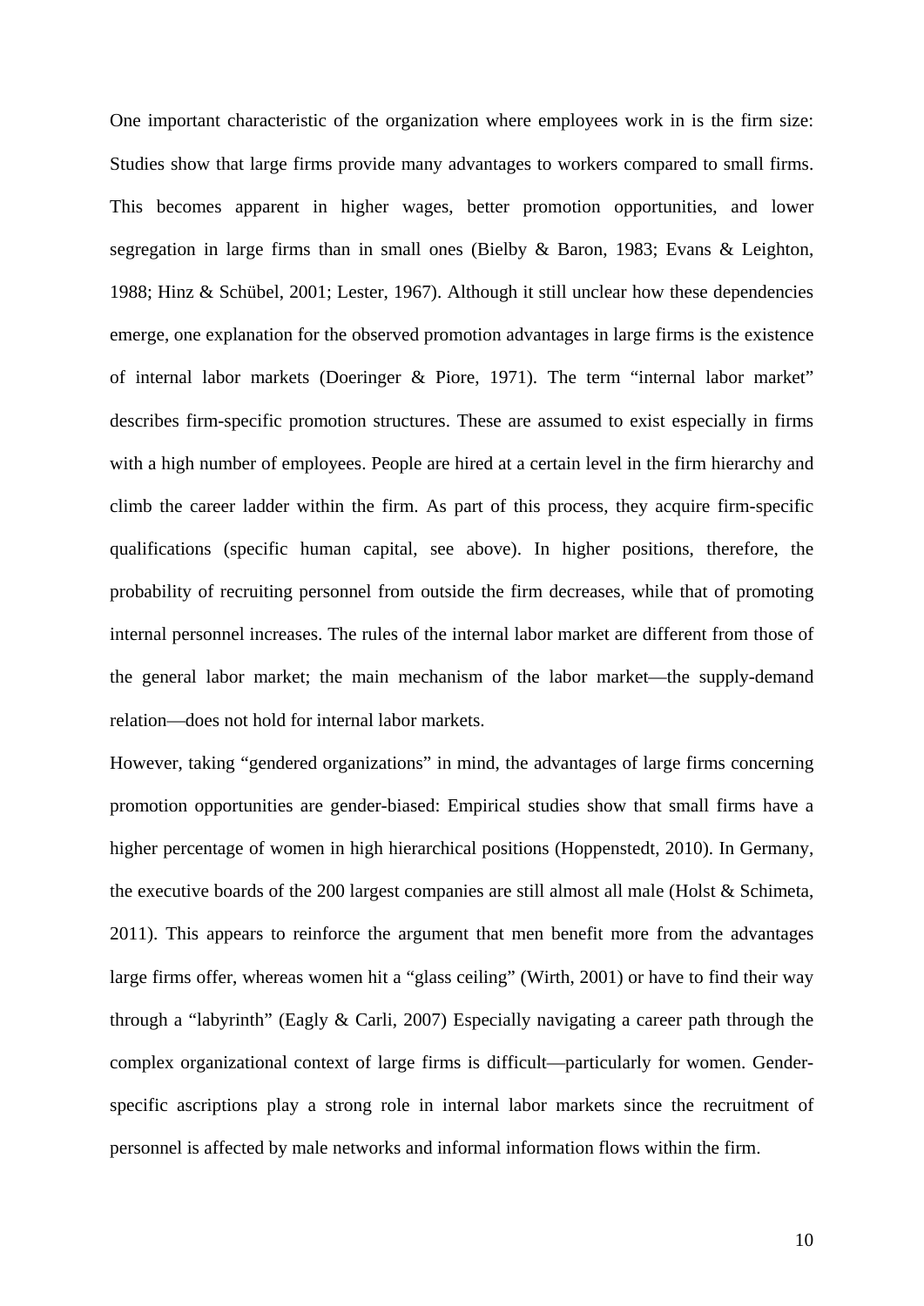One important characteristic of the organization where employees work in is the firm size: Studies show that large firms provide many advantages to workers compared to small firms. This becomes apparent in higher wages, better promotion opportunities, and lower segregation in large firms than in small ones (Bielby & Baron, 1983; Evans & Leighton, 1988; Hinz & Schübel, 2001; Lester, 1967). Although it still unclear how these dependencies emerge, one explanation for the observed promotion advantages in large firms is the existence of internal labor markets (Doeringer & Piore, 1971). The term "internal labor market" describes firm-specific promotion structures. These are assumed to exist especially in firms with a high number of employees. People are hired at a certain level in the firm hierarchy and climb the career ladder within the firm. As part of this process, they acquire firm-specific qualifications (specific human capital, see above). In higher positions, therefore, the probability of recruiting personnel from outside the firm decreases, while that of promoting internal personnel increases. The rules of the internal labor market are different from those of the general labor market; the main mechanism of the labor market—the supply-demand relation—does not hold for internal labor markets.

However, taking "gendered organizations" in mind, the advantages of large firms concerning promotion opportunities are gender-biased: Empirical studies show that small firms have a higher percentage of women in high hierarchical positions (Hoppenstedt, 2010). In Germany, the executive boards of the 200 largest companies are still almost all male (Holst & Schimeta, 2011). This appears to reinforce the argument that men benefit more from the advantages large firms offer, whereas women hit a "glass ceiling" (Wirth, 2001) or have to find their way through a "labyrinth" (Eagly & Carli, 2007) Especially navigating a career path through the complex organizational context of large firms is difficult—particularly for women. Gender-specific ascriptions play a strong role in internal labor markets since the recruitment of personnel is affected by male networks and informal information flows within the firm.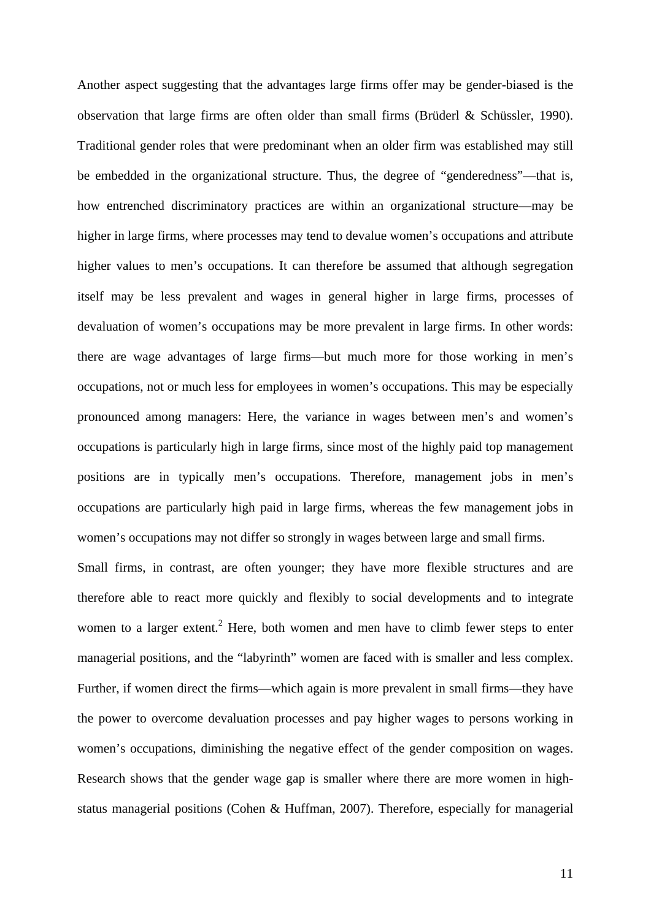Another aspect suggesting that the advantages large firms offer may be gender-biased is the observation that large firms are often older than small firms (Brüderl & Schüssler, 1990). Traditional gender roles that were predominant when an older firm was established may still be embedded in the organizational structure. Thus, the degree of "genderedness"—that is, how entrenched discriminatory practices are within an organizational structure—may be higher in large firms, where processes may tend to devalue women's occupations and attribute higher values to men's occupations. It can therefore be assumed that although segregation itself may be less prevalent and wages in general higher in large firms, processes of devaluation of women's occupations may be more prevalent in large firms. In other words: there are wage advantages of large firms—but much more for those working in men's occupations, not or much less for employees in women's occupations. This may be especially pronounced among managers: Here, the variance in wages between men's and women's occupations is particularly high in large firms, since most of the highly paid top management positions are in typically men's occupations. Therefore, management jobs in men's occupations are particularly high paid in large firms, whereas the few management jobs in women's occupations may not differ so strongly in wages between large and small firms.

Small firms, in contrast, are often younger; they have more flexible structures and are therefore able to react more quickly and flexibly to social developments and to integrate women to a larger extent.[2] Here, both women and men have to climb fewer steps to enter managerial positions, and the "labyrinth" women are faced with is smaller and less complex. Further, if women direct the firms—which again is more prevalent in small firms—they have the power to overcome devaluation processes and pay higher wages to persons working in women's occupations, diminishing the negative effect of the gender composition on wages. Research shows that the gender wage gap is smaller where there are more women in high-status managerial positions (Cohen & Huffman, 2007). Therefore, especially for managerial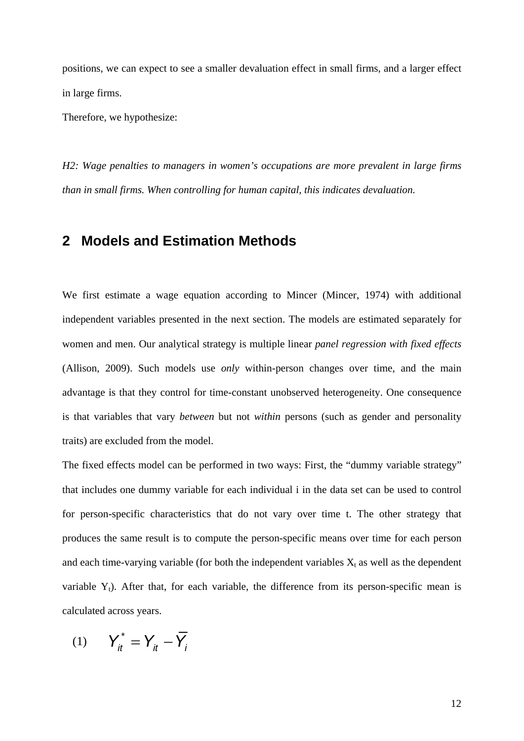positions, we can expect to see a smaller devaluation effect in small firms, and a larger effect in large firms.

Therefore, we hypothesize:

*H2: Wage penalties to managers in women's occupations are more prevalent in large firms than in small firms. When controlling for human capital, this indicates devaluation.*

## 2 Models and Estimation Methods

We first estimate a wage equation according to Mincer (Mincer, 1974) with additional independent variables presented in the next section. The models are estimated separately for women and men. Our analytical strategy is multiple linear *panel regression with fixed effects* (Allison, 2009). Such models use *only* within-person changes over time, and the main advantage is that they control for time-constant unobserved heterogeneity. One consequence is that variables that vary *between* but not *within* persons (such as gender and personality traits) are excluded from the model.

The fixed effects model can be performed in two ways: First, the "dummy variable strategy" that includes one dummy variable for each individual i in the data set can be used to control for person-specific characteristics that do not vary over time t. The other strategy that produces the same result is to compute the person-specific means over time for each person and each time-varying variable (for both the independent variables $X_t$ as well as the dependent variable $Y_t$). After that, for each variable, the difference from its person-specific mean is calculated across years.

$$(1) \qquad Y_{it}^{*} = Y_{it} - \overline{Y}_{i}$$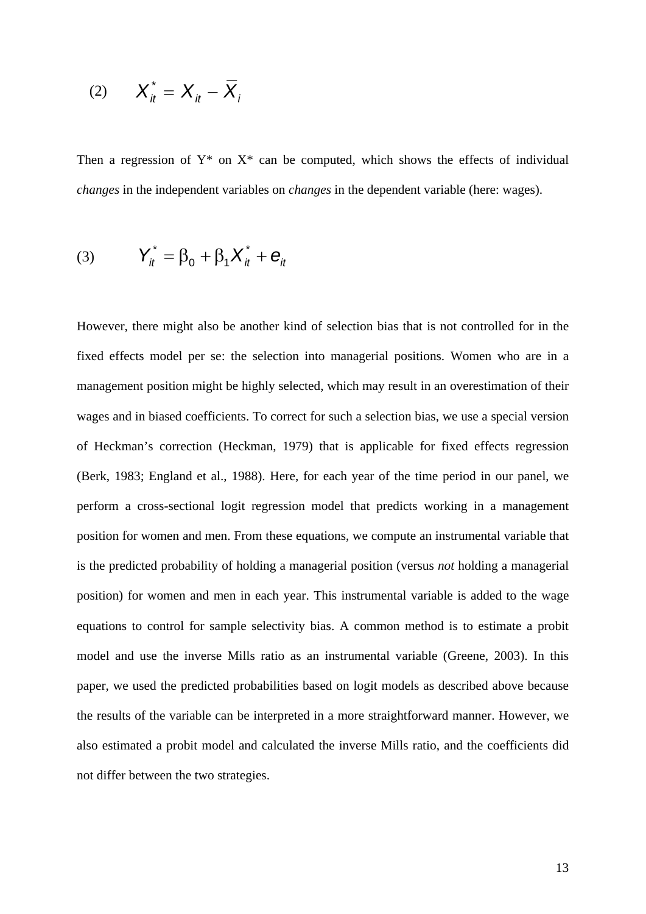$$(2) \qquad X_{it}^{*} = X_{it} - \overline{X}_{i}$$

Then a regression of Y* on X* can be computed, which shows the effects of individual *changes* in the independent variables on *changes* in the dependent variable (here: wages).

$$(3) \qquad Y_{it}^{*} = \beta_0 + \beta_1 X_{it}^{*} + e_{it}$$

However, there might also be another kind of selection bias that is not controlled for in the fixed effects model per se: the selection into managerial positions. Women who are in a management position might be highly selected, which may result in an overestimation of their wages and in biased coefficients. To correct for such a selection bias, we use a special version of Heckman's correction (Heckman, 1979) that is applicable for fixed effects regression (Berk, 1983; England et al., 1988). Here, for each year of the time period in our panel, we perform a cross-sectional logit regression model that predicts working in a management position for women and men. From these equations, we compute an instrumental variable that is the predicted probability of holding a managerial position (versus *not* holding a managerial position) for women and men in each year. This instrumental variable is added to the wage equations to control for sample selectivity bias. A common method is to estimate a probit model and use the inverse Mills ratio as an instrumental variable (Greene, 2003). In this paper, we used the predicted probabilities based on logit models as described above because the results of the variable can be interpreted in a more straightforward manner. However, we also estimated a probit model and calculated the inverse Mills ratio, and the coefficients did not differ between the two strategies.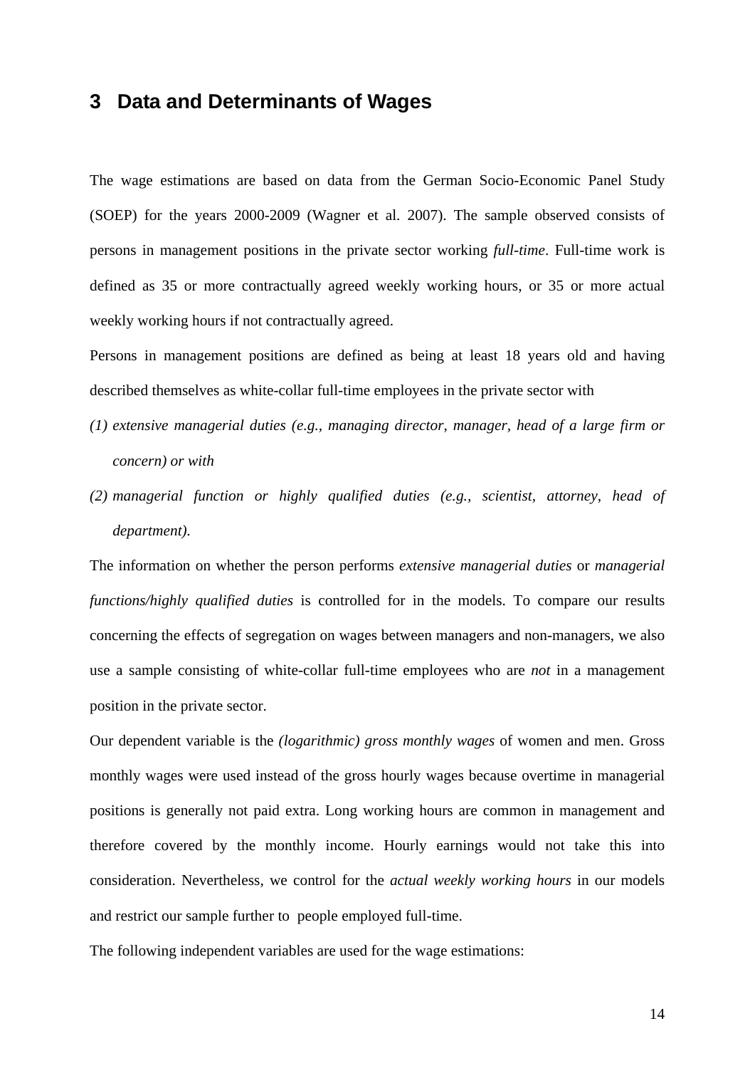## 3 Data and Determinants of Wages

The wage estimations are based on data from the German Socio-Economic Panel Study (SOEP) for the years 2000-2009 (Wagner et al. 2007). The sample observed consists of persons in management positions in the private sector working *full-time*. Full-time work is defined as 35 or more contractually agreed weekly working hours, or 35 or more actual weekly working hours if not contractually agreed.

Persons in management positions are defined as being at least 18 years old and having described themselves as white-collar full-time employees in the private sector with

*(1) extensive managerial duties (e.g., managing director, manager, head of a large firm or concern) or with*

*(2) managerial function or highly qualified duties (e.g., scientist, attorney, head of department).*

The information on whether the person performs *extensive managerial duties* or *managerial functions/highly qualified duties* is controlled for in the models. To compare our results concerning the effects of segregation on wages between managers and non-managers, we also use a sample consisting of white-collar full-time employees who are *not* in a management position in the private sector.

Our dependent variable is the *(logarithmic) gross monthly wages* of women and men. Gross monthly wages were used instead of the gross hourly wages because overtime in managerial positions is generally not paid extra. Long working hours are common in management and therefore covered by the monthly income. Hourly earnings would not take this into consideration. Nevertheless, we control for the *actual weekly working hours* in our models and restrict our sample further to people employed full-time.

The following independent variables are used for the wage estimations: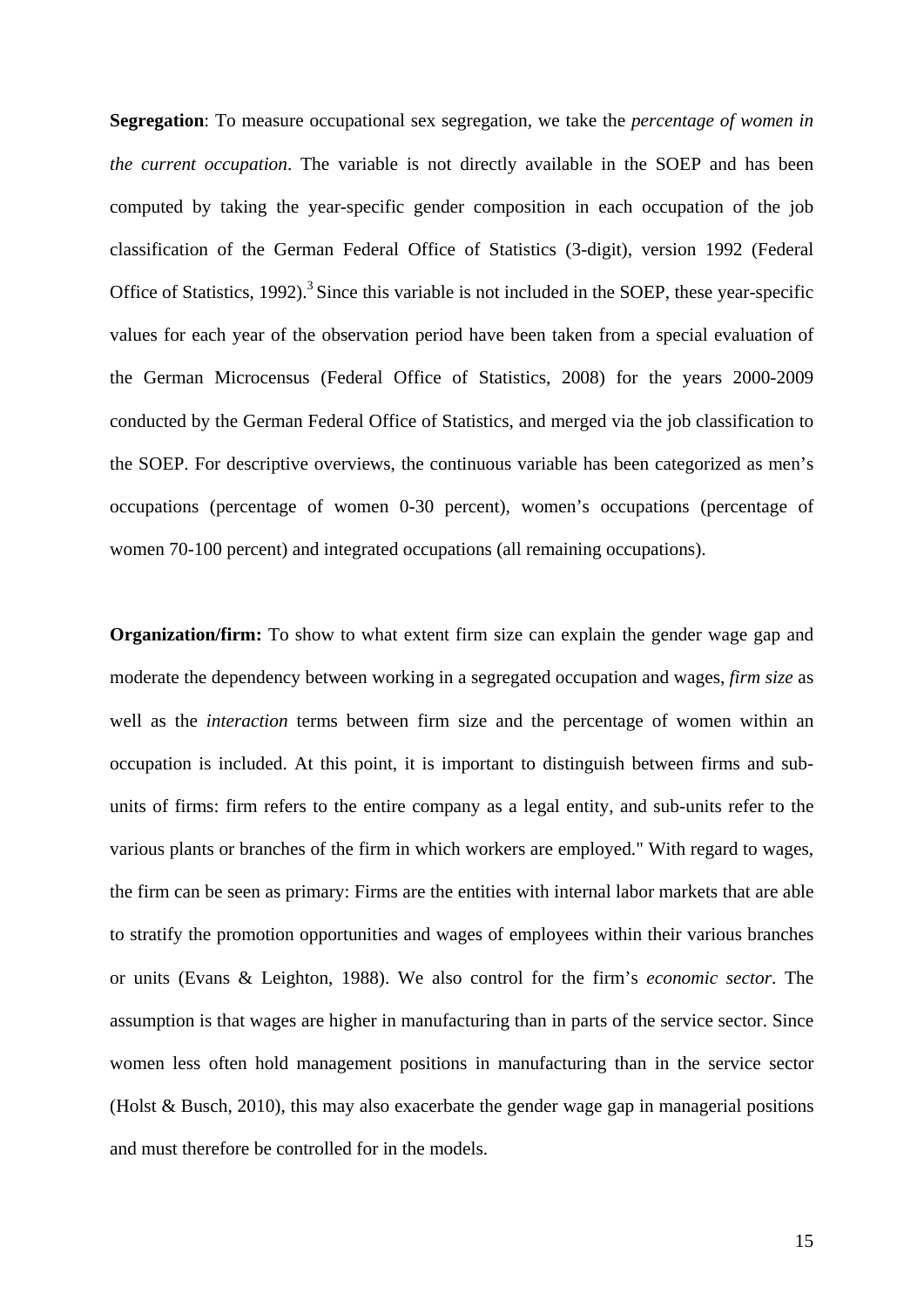**Segregation**: To measure occupational sex segregation, we take the *percentage of women in the current occupation*. The variable is not directly available in the SOEP and has been computed by taking the year-specific gender composition in each occupation of the job classification of the German Federal Office of Statistics (3-digit), version 1992 (Federal Office of Statistics, 1992).[3] Since this variable is not included in the SOEP, these year-specific values for each year of the observation period have been taken from a special evaluation of the German Microcensus (Federal Office of Statistics, 2008) for the years 2000-2009 conducted by the German Federal Office of Statistics, and merged via the job classification to the SOEP. For descriptive overviews, the continuous variable has been categorized as men's occupations (percentage of women 0-30 percent), women's occupations (percentage of women 70-100 percent) and integrated occupations (all remaining occupations).

**Organization/firm:** To show to what extent firm size can explain the gender wage gap and moderate the dependency between working in a segregated occupation and wages, *firm size* as well as the *interaction* terms between firm size and the percentage of women within an occupation is included. At this point, it is important to distinguish between firms and sub-units of firms: firm refers to the entire company as a legal entity, and sub-units refer to the various plants or branches of the firm in which workers are employed." With regard to wages, the firm can be seen as primary: Firms are the entities with internal labor markets that are able to stratify the promotion opportunities and wages of employees within their various branches or units (Evans & Leighton, 1988). We also control for the firm's *economic sector*. The assumption is that wages are higher in manufacturing than in parts of the service sector. Since women less often hold management positions in manufacturing than in the service sector (Holst & Busch, 2010), this may also exacerbate the gender wage gap in managerial positions and must therefore be controlled for in the models.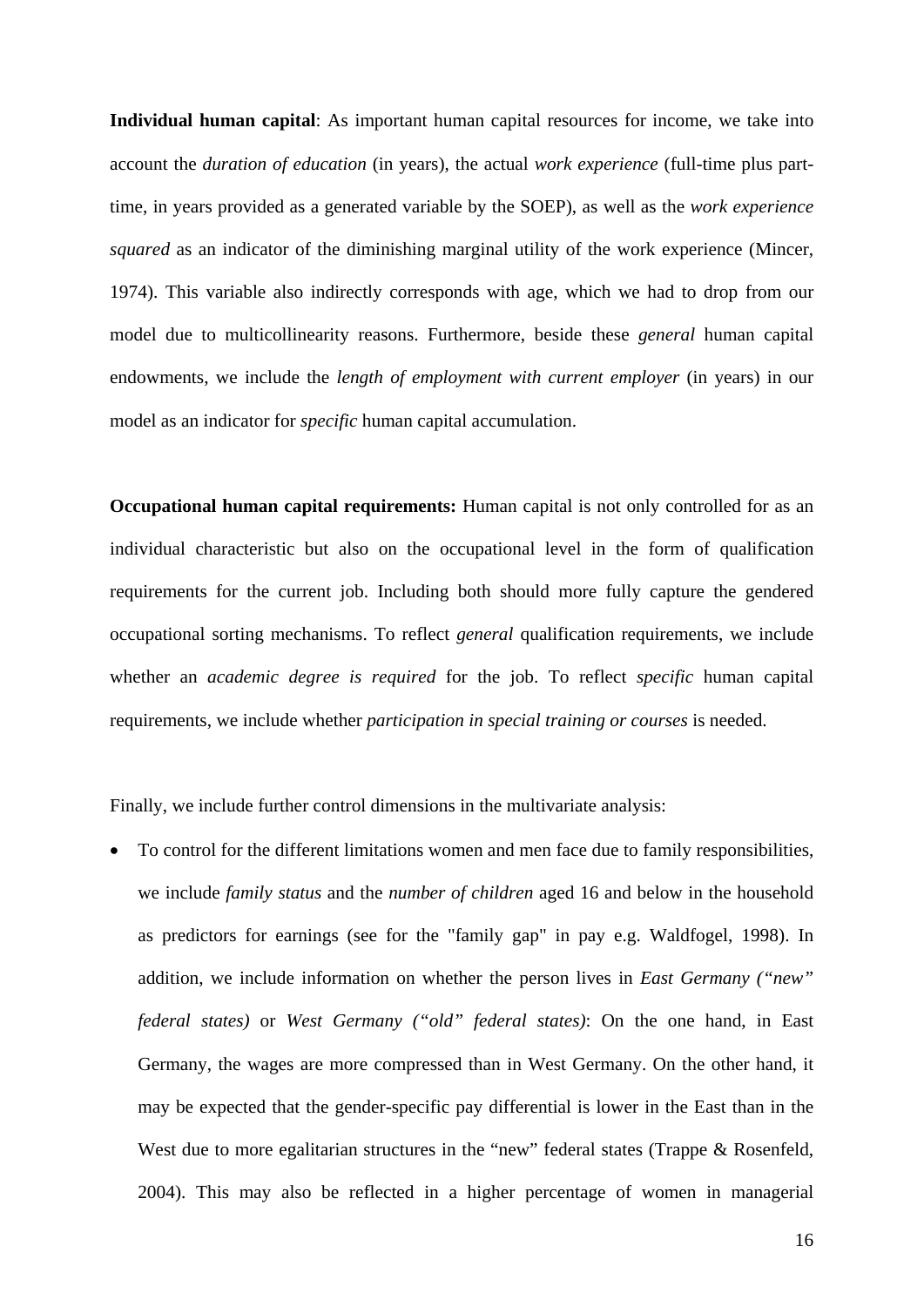**Individual human capital**: As important human capital resources for income, we take into account the *duration of education* (in years), the actual *work experience* (full-time plus part-time, in years provided as a generated variable by the SOEP), as well as the *work experience squared* as an indicator of the diminishing marginal utility of the work experience (Mincer, 1974). This variable also indirectly corresponds with age, which we had to drop from our model due to multicollinearity reasons. Furthermore, beside these *general* human capital endowments, we include the *length of employment with current employer* (in years) in our model as an indicator for *specific* human capital accumulation.

**Occupational human capital requirements:** Human capital is not only controlled for as an individual characteristic but also on the occupational level in the form of qualification requirements for the current job. Including both should more fully capture the gendered occupational sorting mechanisms. To reflect *general* qualification requirements, we include whether an *academic degree is required* for the job. To reflect *specific* human capital requirements, we include whether *participation in special training or courses* is needed.

Finally, we include further control dimensions in the multivariate analysis:

- To control for the different limitations women and men face due to family responsibilities, we include *family status* and the *number of children* aged 16 and below in the household as predictors for earnings (see for the "family gap" in pay e.g. Waldfogel, 1998). In addition, we include information on whether the person lives in *East Germany ("new" federal states)* or *West Germany ("old" federal states)*: On the one hand, in East Germany, the wages are more compressed than in West Germany. On the other hand, it may be expected that the gender-specific pay differential is lower in the East than in the West due to more egalitarian structures in the "new" federal states (Trappe & Rosenfeld, 2004). This may also be reflected in a higher percentage of women in managerial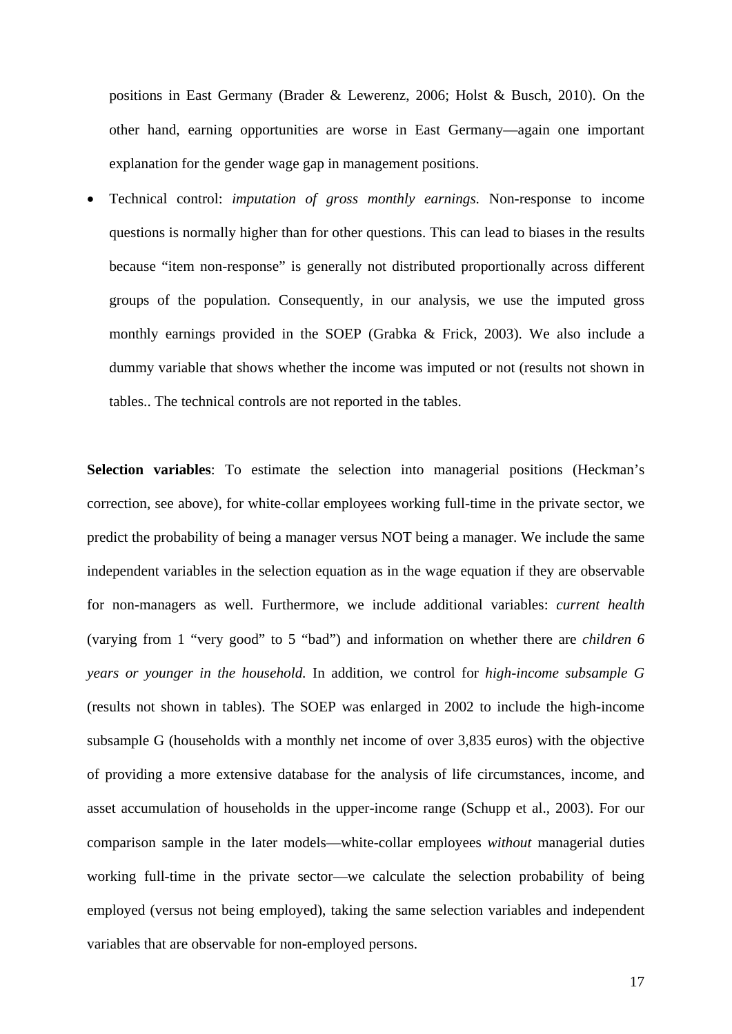positions in East Germany (Brader & Lewerenz, 2006; Holst & Busch, 2010). On the other hand, earning opportunities are worse in East Germany—again one important explanation for the gender wage gap in management positions.

- Technical control: *imputation of gross monthly earnings.* Non-response to income questions is normally higher than for other questions. This can lead to biases in the results because "item non-response" is generally not distributed proportionally across different groups of the population. Consequently, in our analysis, we use the imputed gross monthly earnings provided in the SOEP (Grabka & Frick, 2003). We also include a dummy variable that shows whether the income was imputed or not (results not shown in tables.. The technical controls are not reported in the tables.

**Selection variables**: To estimate the selection into managerial positions (Heckman's correction, see above), for white-collar employees working full-time in the private sector, we predict the probability of being a manager versus NOT being a manager. We include the same independent variables in the selection equation as in the wage equation if they are observable for non-managers as well. Furthermore, we include additional variables: *current health* (varying from 1 "very good" to 5 "bad") and information on whether there are *children 6 years or younger in the household.* In addition, we control for *high-income subsample G* (results not shown in tables). The SOEP was enlarged in 2002 to include the high-income subsample G (households with a monthly net income of over 3,835 euros) with the objective of providing a more extensive database for the analysis of life circumstances, income, and asset accumulation of households in the upper-income range (Schupp et al., 2003). For our comparison sample in the later models—white-collar employees *without* managerial duties working full-time in the private sector—we calculate the selection probability of being employed (versus not being employed), taking the same selection variables and independent variables that are observable for non-employed persons.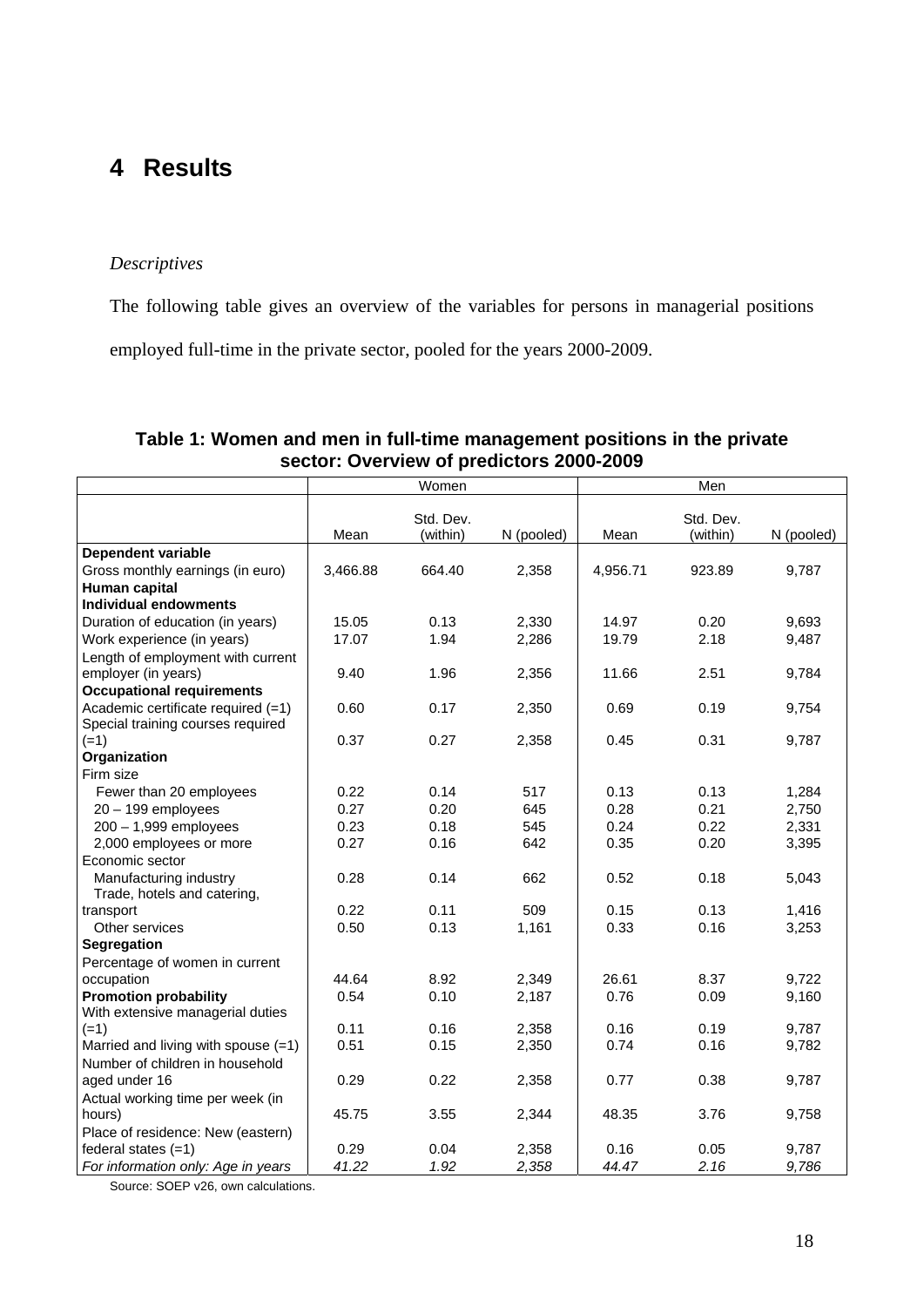# 4 Results

*Descriptives*

The following table gives an overview of the variables for persons in managerial positions employed full-time in the private sector, pooled for the years 2000-2009.

**Table 1: Women and men in full-time management positions in the private sector: Overview of predictors 2000-2009**

| | Women | | | Men | | |
|---|---|---|---|---|---|---|
| | Mean | Std. Dev. (within) | N (pooled) | Mean | Std. Dev. (within) | N (pooled) |
| **Dependent variable** | | | | | | |
| Gross monthly earnings (in euro) | 3,466.88 | 664.40 | 2,358 | 4,956.71 | 923.89 | 9,787 |
| **Human capital** | | | | | | |
| **Individual endowments** | | | | | | |
| Duration of education (in years) | 15.05 | 0.13 | 2,330 | 14.97 | 0.20 | 9,693 |
| Work experience (in years) | 17.07 | 1.94 | 2,286 | 19.79 | 2.18 | 9,487 |
| Length of employment with current employer (in years) | 9.40 | 1.96 | 2,356 | 11.66 | 2.51 | 9,784 |
| **Occupational requirements** | | | | | | |
| Academic certificate required (=1) | 0.60 | 0.17 | 2,350 | 0.69 | 0.19 | 9,754 |
| Special training courses required (=1) | 0.37 | 0.27 | 2,358 | 0.45 | 0.31 | 9,787 |
| **Organization** | | | | | | |
| Firm size | | | | | | |
| Fewer than 20 employees | 0.22 | 0.14 | 517 | 0.13 | 0.13 | 1,284 |
| 20 – 199 employees | 0.27 | 0.20 | 645 | 0.28 | 0.21 | 2,750 |
| 200 – 1,999 employees | 0.23 | 0.18 | 545 | 0.24 | 0.22 | 2,331 |
| 2,000 employees or more | 0.27 | 0.16 | 642 | 0.35 | 0.20 | 3,395 |
| Economic sector | | | | | | |
| Manufacturing industry | 0.28 | 0.14 | 662 | 0.52 | 0.18 | 5,043 |
| Trade, hotels and catering, transport | 0.22 | 0.11 | 509 | 0.15 | 0.13 | 1,416 |
| Other services | 0.50 | 0.13 | 1,161 | 0.33 | 0.16 | 3,253 |
| **Segregation** | | | | | | |
| Percentage of women in current occupation | 44.64 | 8.92 | 2,349 | 26.61 | 8.37 | 9,722 |
| **Promotion probability** | 0.54 | 0.10 | 2,187 | 0.76 | 0.09 | 9,160 |
| With extensive managerial duties (=1) | 0.11 | 0.16 | 2,358 | 0.16 | 0.19 | 9,787 |
| Married and living with spouse (=1) | 0.51 | 0.15 | 2,350 | 0.74 | 0.16 | 9,782 |
| Number of children in household aged under 16 | 0.29 | 0.22 | 2,358 | 0.77 | 0.38 | 9,787 |
| Actual working time per week (in hours) | 45.75 | 3.55 | 2,344 | 48.35 | 3.76 | 9,758 |
| Place of residence: New (eastern) federal states (=1) | 0.29 | 0.04 | 2,358 | 0.16 | 0.05 | 9,787 |
| *For information only: Age in years* | *41.22* | *1.92* | *2,358* | *44.47* | *2.16* | *9,786* |

Source: SOEP v26, own calculations.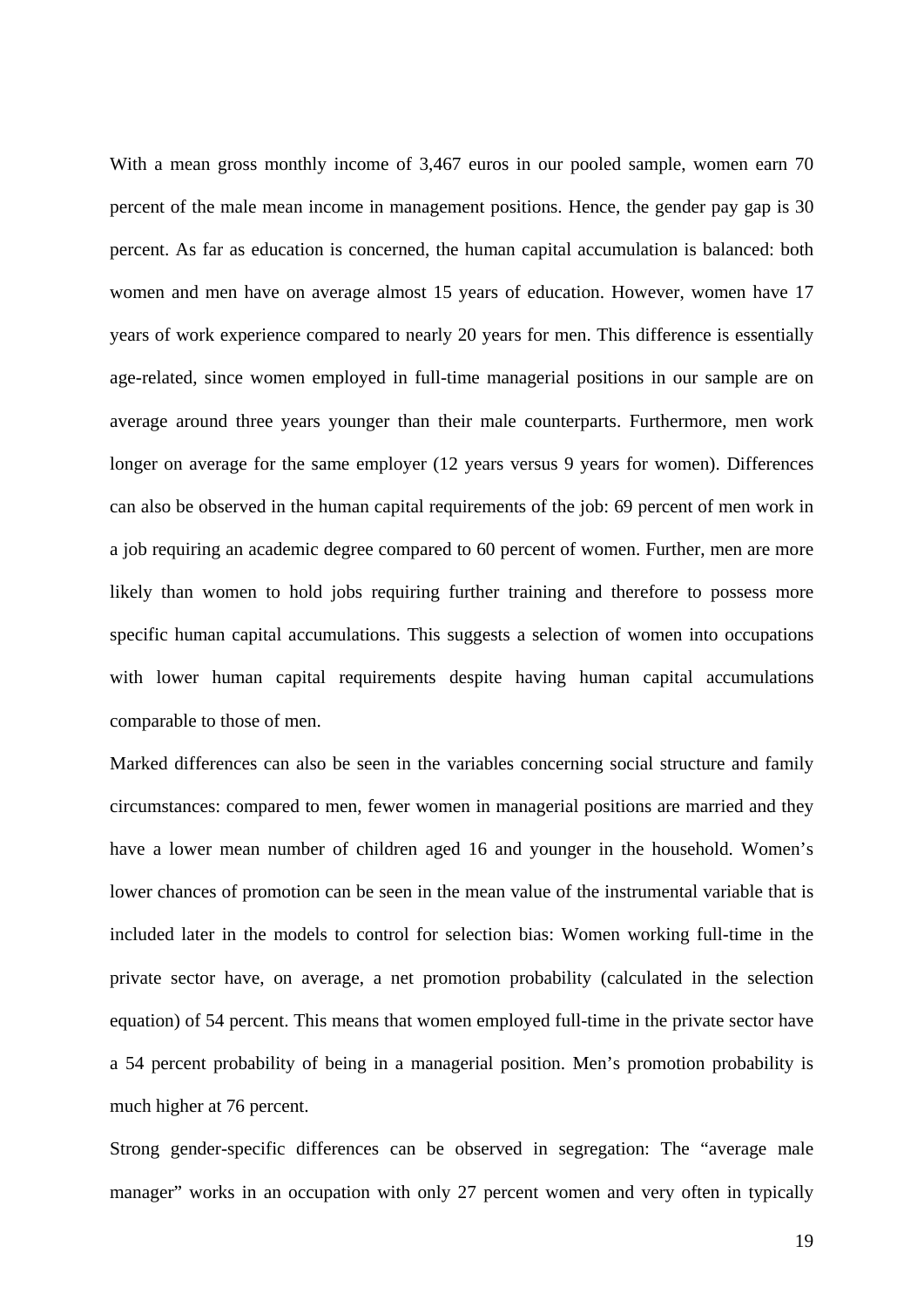With a mean gross monthly income of 3,467 euros in our pooled sample, women earn 70 percent of the male mean income in management positions. Hence, the gender pay gap is 30 percent. As far as education is concerned, the human capital accumulation is balanced: both women and men have on average almost 15 years of education. However, women have 17 years of work experience compared to nearly 20 years for men. This difference is essentially age-related, since women employed in full-time managerial positions in our sample are on average around three years younger than their male counterparts. Furthermore, men work longer on average for the same employer (12 years versus 9 years for women). Differences can also be observed in the human capital requirements of the job: 69 percent of men work in a job requiring an academic degree compared to 60 percent of women. Further, men are more likely than women to hold jobs requiring further training and therefore to possess more specific human capital accumulations. This suggests a selection of women into occupations with lower human capital requirements despite having human capital accumulations comparable to those of men.

Marked differences can also be seen in the variables concerning social structure and family circumstances: compared to men, fewer women in managerial positions are married and they have a lower mean number of children aged 16 and younger in the household. Women's lower chances of promotion can be seen in the mean value of the instrumental variable that is included later in the models to control for selection bias: Women working full-time in the private sector have, on average, a net promotion probability (calculated in the selection equation) of 54 percent. This means that women employed full-time in the private sector have a 54 percent probability of being in a managerial position. Men's promotion probability is much higher at 76 percent.

Strong gender-specific differences can be observed in segregation: The "average male manager" works in an occupation with only 27 percent women and very often in typically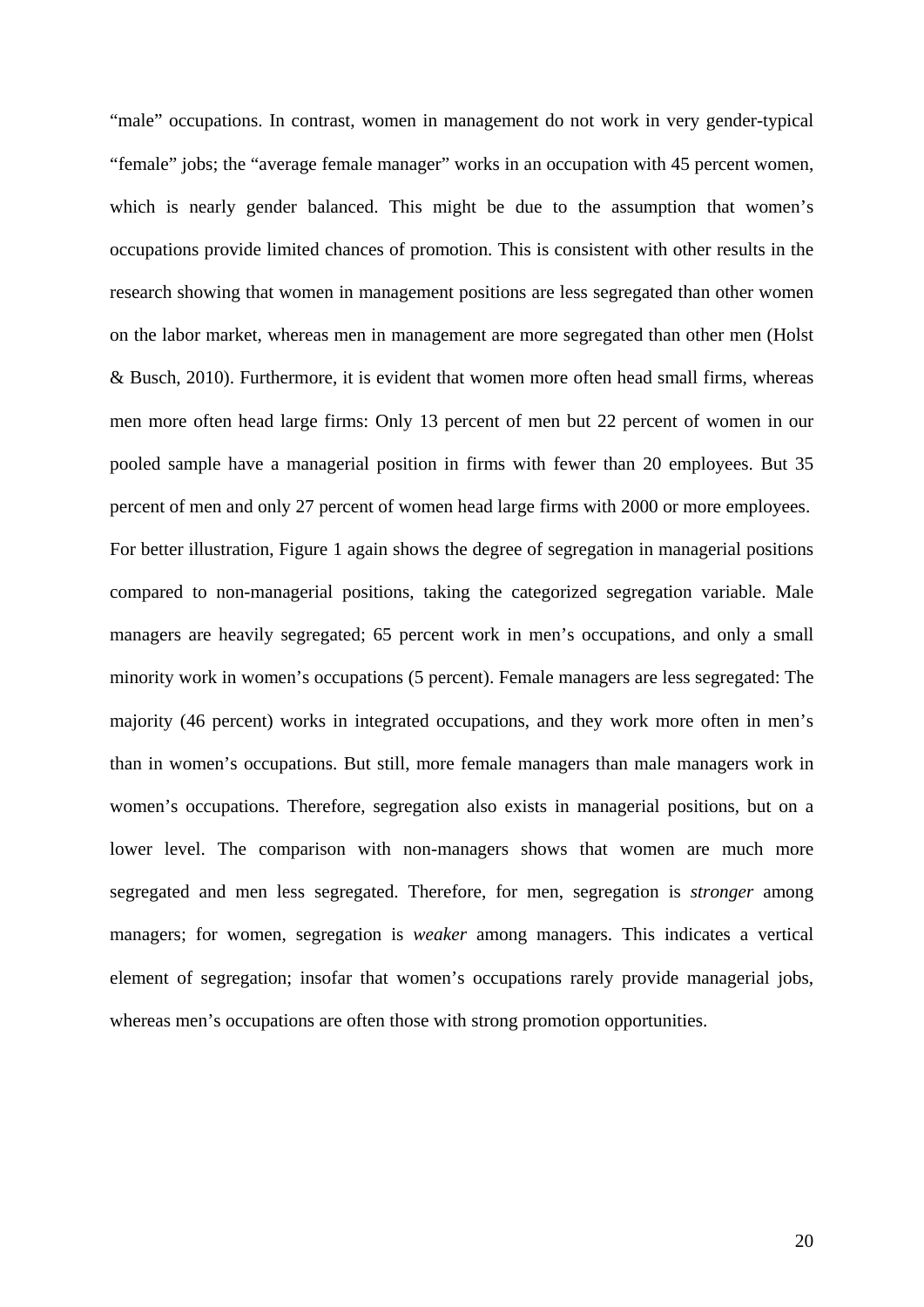“male” occupations. In contrast, women in management do not work in very gender-typical “female” jobs; the “average female manager” works in an occupation with 45 percent women, which is nearly gender balanced. This might be due to the assumption that women’s occupations provide limited chances of promotion. This is consistent with other results in the research showing that women in management positions are less segregated than other women on the labor market, whereas men in management are more segregated than other men (Holst & Busch, 2010). Furthermore, it is evident that women more often head small firms, whereas men more often head large firms: Only 13 percent of men but 22 percent of women in our pooled sample have a managerial position in firms with fewer than 20 employees. But 35 percent of men and only 27 percent of women head large firms with 2000 or more employees.

For better illustration, Figure 1 again shows the degree of segregation in managerial positions compared to non-managerial positions, taking the categorized segregation variable. Male managers are heavily segregated; 65 percent work in men’s occupations, and only a small minority work in women’s occupations (5 percent). Female managers are less segregated: The majority (46 percent) works in integrated occupations, and they work more often in men’s than in women’s occupations. But still, more female managers than male managers work in women’s occupations. Therefore, segregation also exists in managerial positions, but on a lower level. The comparison with non-managers shows that women are much more segregated and men less segregated. Therefore, for men, segregation is *stronger* among managers; for women, segregation is *weaker* among managers. This indicates a vertical element of segregation; insofar that women’s occupations rarely provide managerial jobs, whereas men’s occupations are often those with strong promotion opportunities.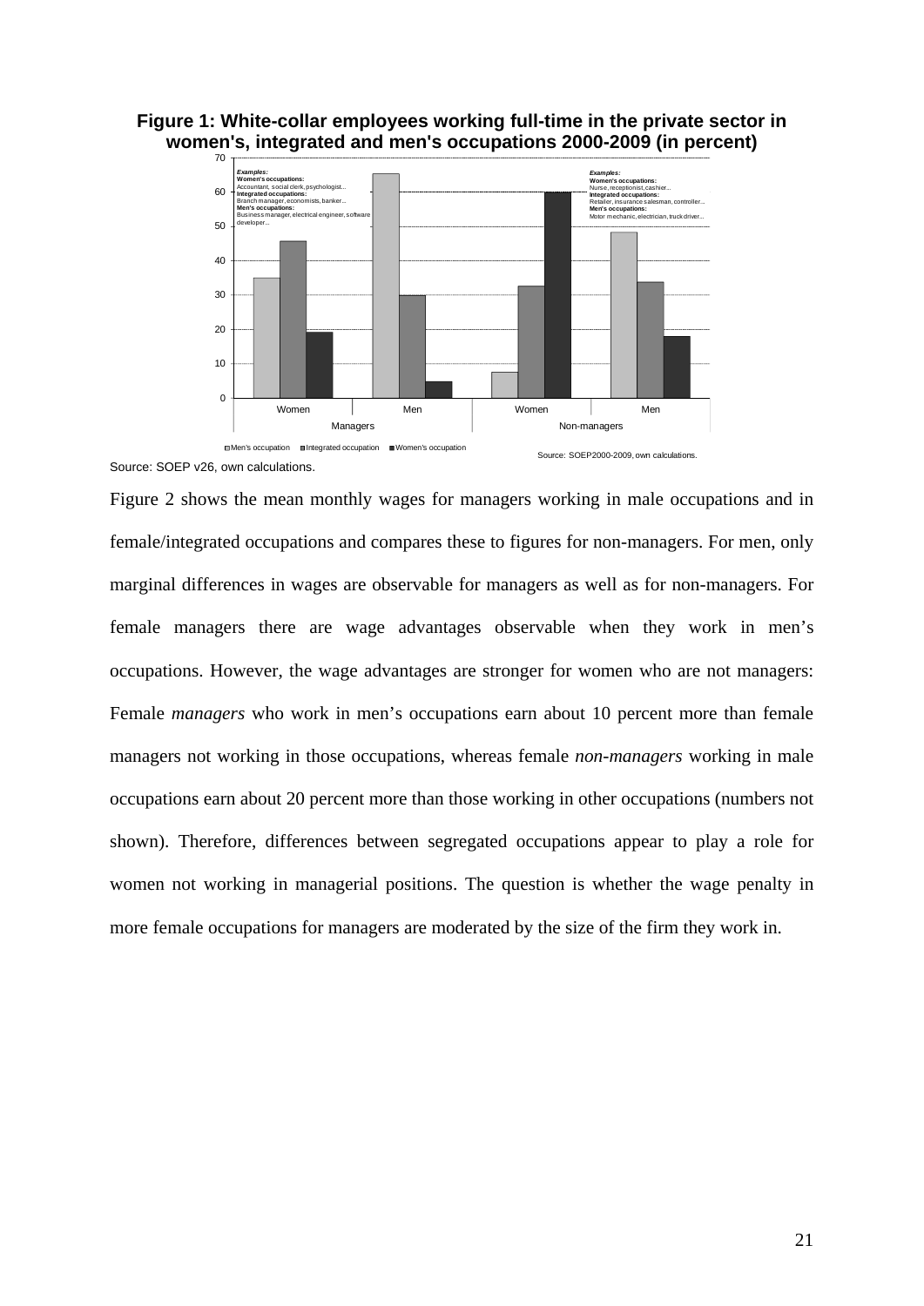**Figure 1: White-collar employees working full-time in the private sector in women's, integrated and men's occupations 2000-2009 (in percent)**

*Examples:*
**Women's occupations:** Accountant, social clerk, psychologist...
**Integrated occupations:** Branch manager, economists, banker...
**Men's occupations:** Business manager, electrical engineer, software developer...

*Examples:*
**Women's occupations:** Nurse, receptionist, cashier...
**Integrated occupations:** Retailer, insurance salesman, controller...
**Men's occupations:** Motor mechanic, electrician, truck driver...

Men's occupation | Integrated occupation | Women's occupation

Source: SOEP2000-2009, own calculations.

Source: SOEP v26, own calculations.

Figure 2 shows the mean monthly wages for managers working in male occupations and in female/integrated occupations and compares these to figures for non-managers. For men, only marginal differences in wages are observable for managers as well as for non-managers. For female managers there are wage advantages observable when they work in men's occupations. However, the wage advantages are stronger for women who are not managers: Female *managers* who work in men's occupations earn about 10 percent more than female managers not working in those occupations, whereas female *non-managers* working in male occupations earn about 20 percent more than those working in other occupations (numbers not shown). Therefore, differences between segregated occupations appear to play a role for women not working in managerial positions. The question is whether the wage penalty in more female occupations for managers are moderated by the size of the firm they work in.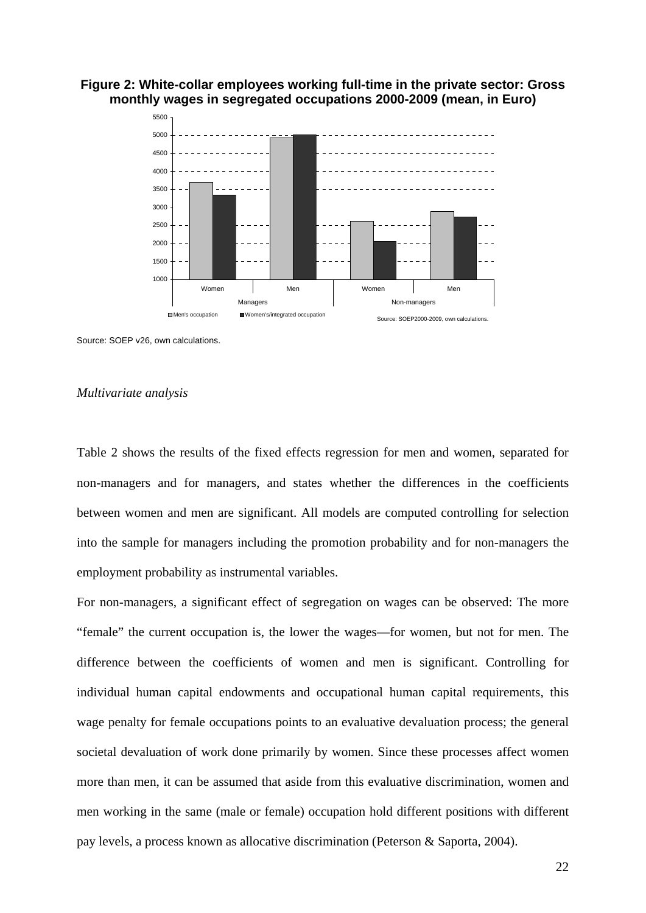**Figure 2: White-collar employees working full-time in the private sector: Gross monthly wages in segregated occupations 2000-2009 (mean, in Euro)**

Source: SOEP v26, own calculations.

*Multivariate analysis*

Table 2 shows the results of the fixed effects regression for men and women, separated for non-managers and for managers, and states whether the differences in the coefficients between women and men are significant. All models are computed controlling for selection into the sample for managers including the promotion probability and for non-managers the employment probability as instrumental variables.

For non-managers, a significant effect of segregation on wages can be observed: The more "female" the current occupation is, the lower the wages—for women, but not for men. The difference between the coefficients of women and men is significant. Controlling for individual human capital endowments and occupational human capital requirements, this wage penalty for female occupations points to an evaluative devaluation process; the general societal devaluation of work done primarily by women. Since these processes affect women more than men, it can be assumed that aside from this evaluative discrimination, women and men working in the same (male or female) occupation hold different positions with different pay levels, a process known as allocative discrimination (Peterson & Saporta, 2004).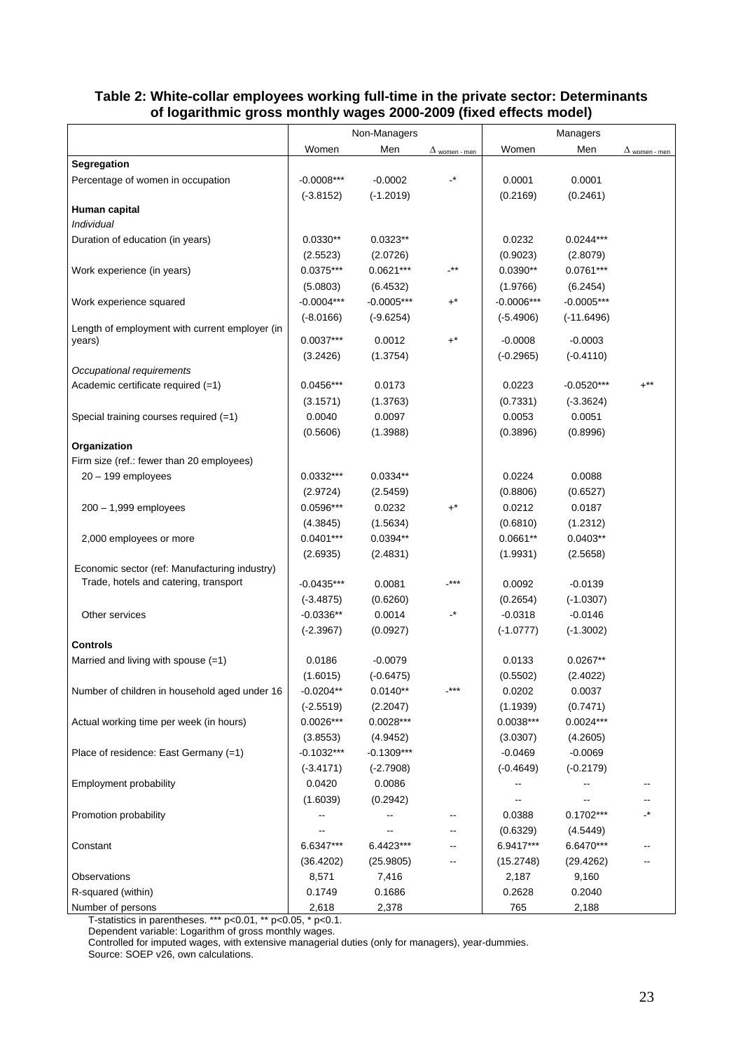**Table 2: White-collar employees working full-time in the private sector: Determinants of logarithmic gross monthly wages 2000-2009 (fixed effects model)**

| | Non-Managers | | | Managers | | |
|---|---|---|---|---|---|---|
| | Women | Men | $\Delta_{\text{women - men}}$ | Women | Men | $\Delta_{\text{women - men}}$ |
| **Segregation** | | | | | | |
| Percentage of women in occupation | -0.0008*** | -0.0002 | -* | 0.0001 | 0.0001 | |
| | (-3.8152) | (-1.2019) | | (0.2169) | (0.2461) | |
| **Human capital** | | | | | | |
| *Individual* | | | | | | |
| Duration of education (in years) | 0.0330** | 0.0323** | | 0.0232 | 0.0244*** | |
| | (2.5523) | (2.0726) | | (0.9023) | (2.8079) | |
| Work experience (in years) | 0.0375*** | 0.0621*** | -** | 0.0390** | 0.0761*** | |
| | (5.0803) | (6.4532) | | (1.9766) | (6.2454) | |
| Work experience squared | -0.0004*** | -0.0005*** | +* | -0.0006*** | -0.0005*** | |
| | (-8.0166) | (-9.6254) | | (-5.4906) | (-11.6496) | |
| Length of employment with current employer (in years) | 0.0037*** | 0.0012 | +* | -0.0008 | -0.0003 | |
| | (3.2426) | (1.3754) | | (-0.2965) | (-0.4110) | |
| *Occupational requirements* | | | | | | |
| Academic certificate required (=1) | 0.0456*** | 0.0173 | | 0.0223 | -0.0520*** | +** |
| | (3.1571) | (1.3763) | | (0.7331) | (-3.3624) | |
| Special training courses required (=1) | 0.0040 | 0.0097 | | 0.0053 | 0.0051 | |
| | (0.5606) | (1.3988) | | (0.3896) | (0.8996) | |
| **Organization** | | | | | | |
| Firm size (ref.: fewer than 20 employees) | | | | | | |
| 20 – 199 employees | 0.0332*** | 0.0334** | | 0.0224 | 0.0088 | |
| | (2.9724) | (2.5459) | | (0.8806) | (0.6527) | |
| 200 – 1,999 employees | 0.0596*** | 0.0232 | +* | 0.0212 | 0.0187 | |
| | (4.3845) | (1.5634) | | (0.6810) | (1.2312) | |
| 2,000 employees or more | 0.0401*** | 0.0394** | | 0.0661** | 0.0403** | |
| | (2.6935) | (2.4831) | | (1.9931) | (2.5658) | |
| Economic sector (ref: Manufacturing industry) | | | | | | |
| Trade, hotels and catering, transport | -0.0435*** | 0.0081 | -*** | 0.0092 | -0.0139 | |
| | (-3.4875) | (0.6260) | | (0.2654) | (-1.0307) | |
| Other services | -0.0336** | 0.0014 | -* | -0.0318 | -0.0146 | |
| | (-2.3967) | (0.0927) | | (-1.0777) | (-1.3002) | |
| **Controls** | | | | | | |
| Married and living with spouse (=1) | 0.0186 | -0.0079 | | 0.0133 | 0.0267** | |
| | (1.6015) | (-0.6475) | | (0.5502) | (2.4022) | |
| Number of children in household aged under 16 | -0.0204** | 0.0140** | -*** | 0.0202 | 0.0037 | |
| | (-2.5519) | (2.2047) | | (1.1939) | (0.7471) | |
| Actual working time per week (in hours) | 0.0026*** | 0.0028*** | | 0.0038*** | 0.0024*** | |
| | (3.8553) | (4.9452) | | (3.0307) | (4.2605) | |
| Place of residence: East Germany (=1) | -0.1032*** | -0.1309*** | | -0.0469 | -0.0069 | |
| | (-3.4171) | (-2.7908) | | (-0.4649) | (-0.2179) | |
| Employment probability | 0.0420 | 0.0086 | | -- | -- | -- |
| | (1.6039) | (0.2942) | | -- | -- | -- |
| Promotion probability | -- | -- | -- | 0.0388 | 0.1702*** | -* |
| | -- | -- | -- | (0.6329) | (4.5449) | |
| Constant | 6.6347*** | 6.4423*** | -- | 6.9417*** | 6.6470*** | -- |
| | (36.4202) | (25.9805) | -- | (15.2748) | (29.4262) | -- |
| Observations | 8,571 | 7,416 | | 2,187 | 9,160 | |
| R-squared (within) | 0.1749 | 0.1686 | | 0.2628 | 0.2040 | |
| Number of persons | 2,618 | 2,378 | | 765 | 2,188 | |

T-statistics in parentheses. *** p<0.01, ** p<0.05, * p<0.1.
Dependent variable: Logarithm of gross monthly wages.
Controlled for imputed wages, with extensive managerial duties (only for managers), year-dummies.
Source: SOEP v26, own calculations.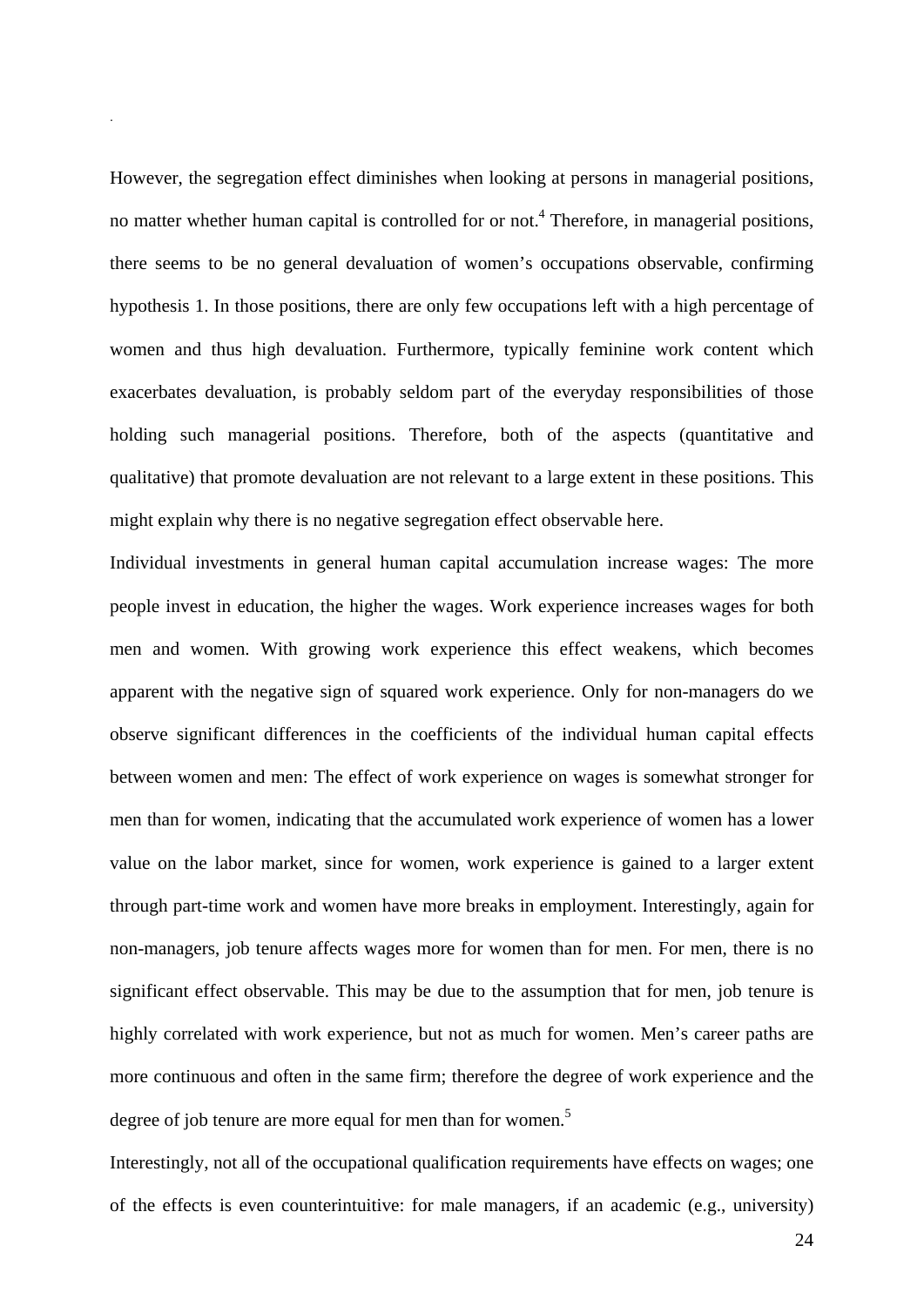However, the segregation effect diminishes when looking at persons in managerial positions, no matter whether human capital is controlled for or not.[4] Therefore, in managerial positions, there seems to be no general devaluation of women's occupations observable, confirming hypothesis 1. In those positions, there are only few occupations left with a high percentage of women and thus high devaluation. Furthermore, typically feminine work content which exacerbates devaluation, is probably seldom part of the everyday responsibilities of those holding such managerial positions. Therefore, both of the aspects (quantitative and qualitative) that promote devaluation are not relevant to a large extent in these positions. This might explain why there is no negative segregation effect observable here.

Individual investments in general human capital accumulation increase wages: The more people invest in education, the higher the wages. Work experience increases wages for both men and women. With growing work experience this effect weakens, which becomes apparent with the negative sign of squared work experience. Only for non-managers do we observe significant differences in the coefficients of the individual human capital effects between women and men: The effect of work experience on wages is somewhat stronger for men than for women, indicating that the accumulated work experience of women has a lower value on the labor market, since for women, work experience is gained to a larger extent through part-time work and women have more breaks in employment. Interestingly, again for non-managers, job tenure affects wages more for women than for men. For men, there is no significant effect observable. This may be due to the assumption that for men, job tenure is highly correlated with work experience, but not as much for women. Men's career paths are more continuous and often in the same firm; therefore the degree of work experience and the degree of job tenure are more equal for men than for women.[5]

Interestingly, not all of the occupational qualification requirements have effects on wages; one of the effects is even counterintuitive: for male managers, if an academic (e.g., university)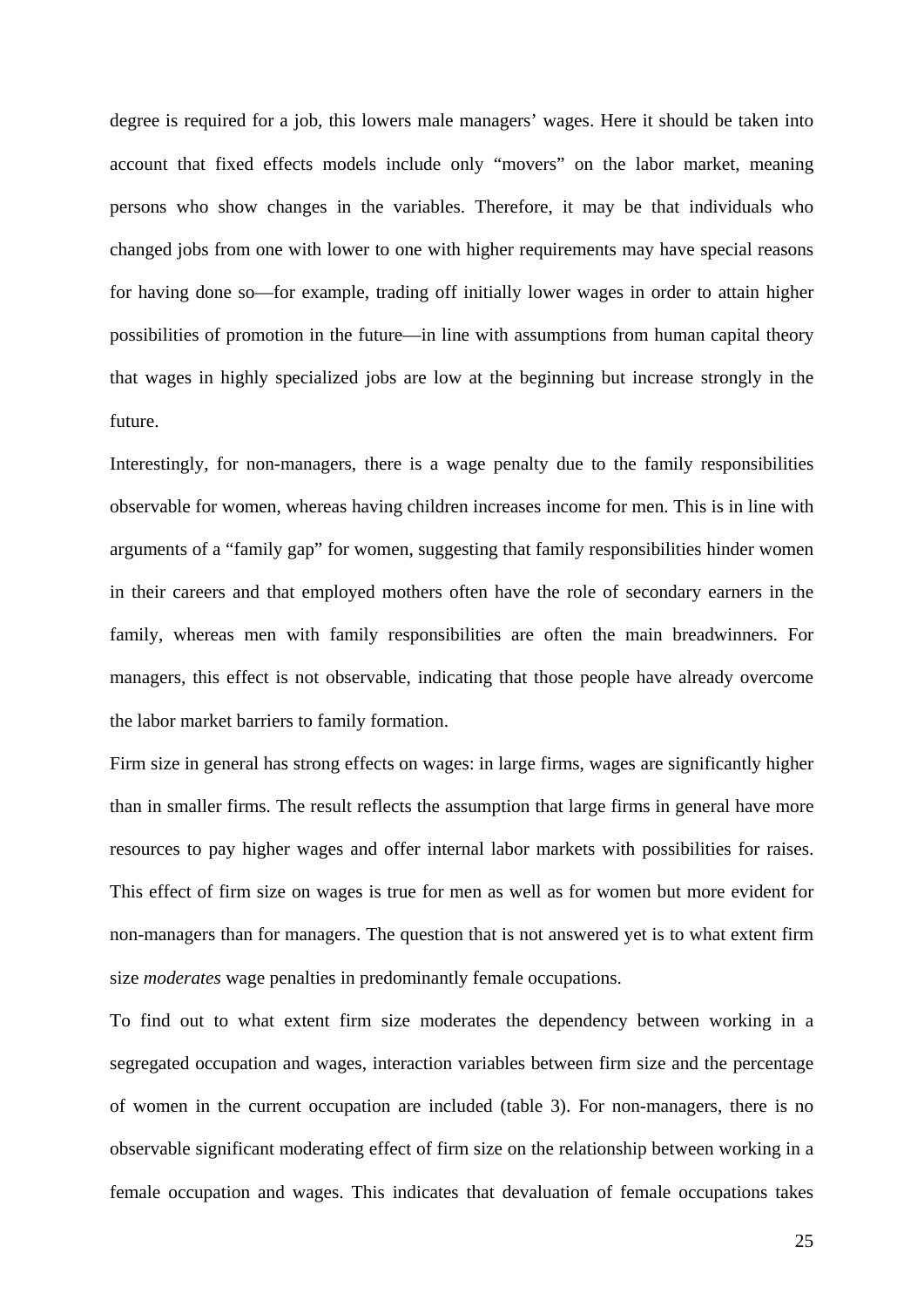degree is required for a job, this lowers male managers' wages. Here it should be taken into account that fixed effects models include only "movers" on the labor market, meaning persons who show changes in the variables. Therefore, it may be that individuals who changed jobs from one with lower to one with higher requirements may have special reasons for having done so—for example, trading off initially lower wages in order to attain higher possibilities of promotion in the future—in line with assumptions from human capital theory that wages in highly specialized jobs are low at the beginning but increase strongly in the future.

Interestingly, for non-managers, there is a wage penalty due to the family responsibilities observable for women, whereas having children increases income for men. This is in line with arguments of a "family gap" for women, suggesting that family responsibilities hinder women in their careers and that employed mothers often have the role of secondary earners in the family, whereas men with family responsibilities are often the main breadwinners. For managers, this effect is not observable, indicating that those people have already overcome the labor market barriers to family formation.

Firm size in general has strong effects on wages: in large firms, wages are significantly higher than in smaller firms. The result reflects the assumption that large firms in general have more resources to pay higher wages and offer internal labor markets with possibilities for raises. This effect of firm size on wages is true for men as well as for women but more evident for non-managers than for managers. The question that is not answered yet is to what extent firm size *moderates* wage penalties in predominantly female occupations.

To find out to what extent firm size moderates the dependency between working in a segregated occupation and wages, interaction variables between firm size and the percentage of women in the current occupation are included (table 3). For non-managers, there is no observable significant moderating effect of firm size on the relationship between working in a female occupation and wages. This indicates that devaluation of female occupations takes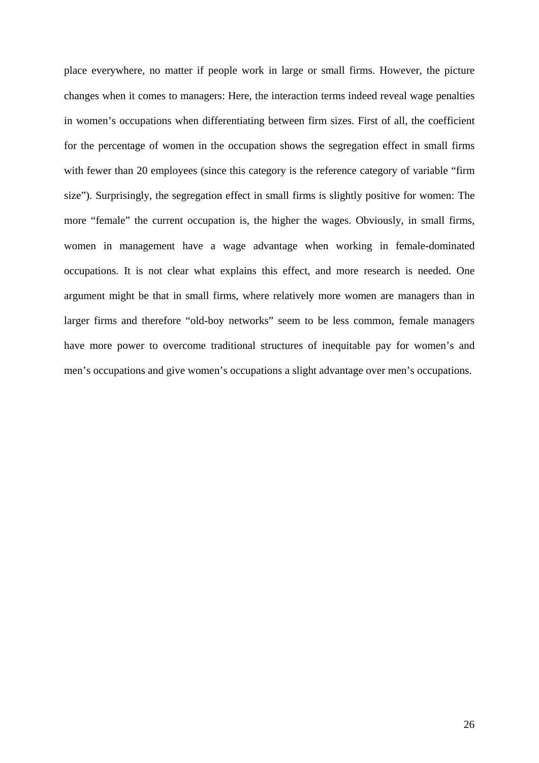place everywhere, no matter if people work in large or small firms. However, the picture changes when it comes to managers: Here, the interaction terms indeed reveal wage penalties in women's occupations when differentiating between firm sizes. First of all, the coefficient for the percentage of women in the occupation shows the segregation effect in small firms with fewer than 20 employees (since this category is the reference category of variable "firm size"). Surprisingly, the segregation effect in small firms is slightly positive for women: The more "female" the current occupation is, the higher the wages. Obviously, in small firms, women in management have a wage advantage when working in female-dominated occupations. It is not clear what explains this effect, and more research is needed. One argument might be that in small firms, where relatively more women are managers than in larger firms and therefore "old-boy networks" seem to be less common, female managers have more power to overcome traditional structures of inequitable pay for women's and men's occupations and give women's occupations a slight advantage over men's occupations.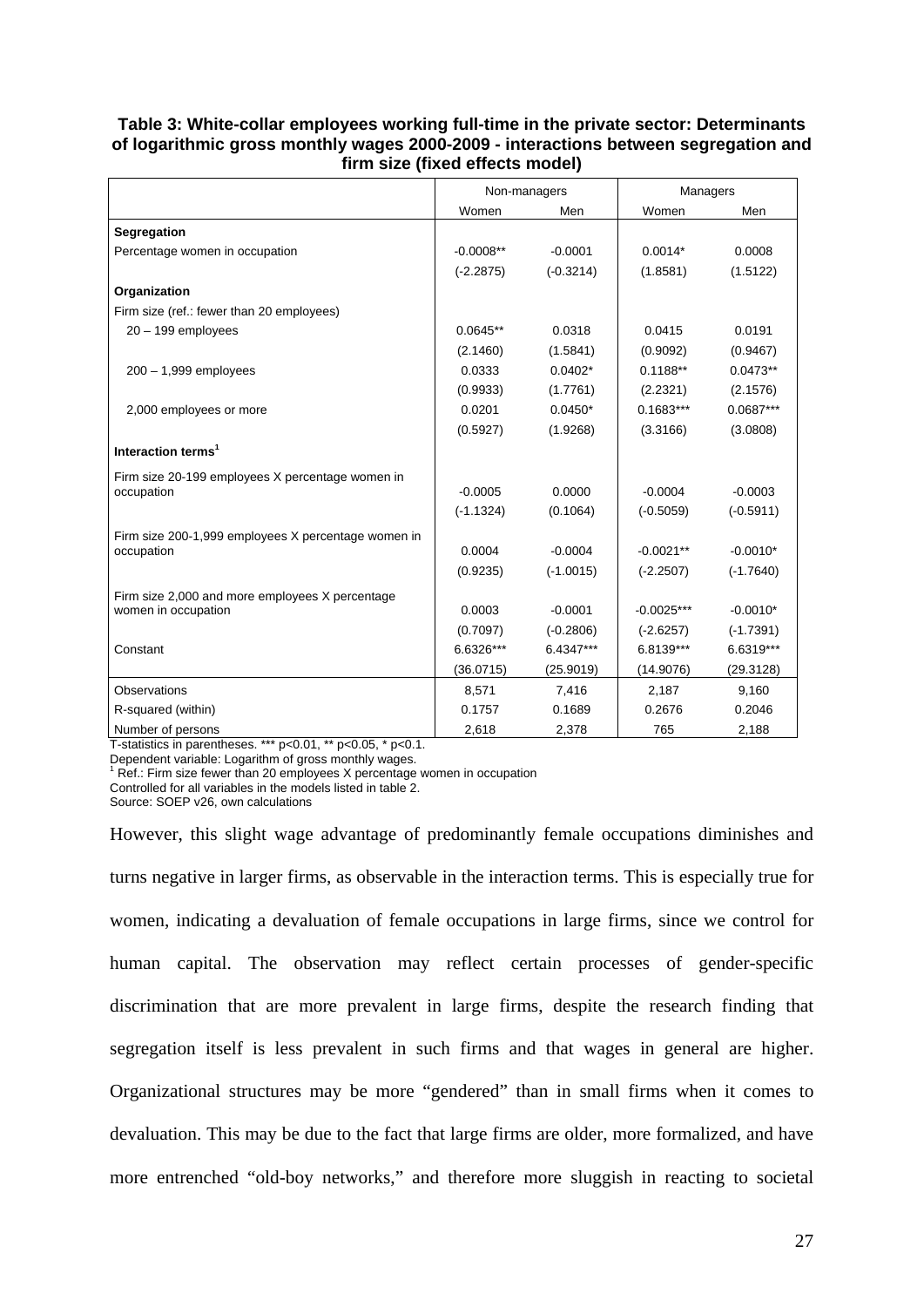**Table 3: White-collar employees working full-time in the private sector: Determinants of logarithmic gross monthly wages 2000-2009 - interactions between segregation and firm size (fixed effects model)**

| | Non-managers | | Managers | |
|---|---|---|---|---|
| | Women | Men | Women | Men |
| **Segregation** | | | | |
| Percentage women in occupation | -0.0008** | -0.0001 | 0.0014* | 0.0008 |
| | (-2.2875) | (-0.3214) | (1.8581) | (1.5122) |
| **Organization** | | | | |
| Firm size (ref.: fewer than 20 employees) | | | | |
| 20 – 199 employees | 0.0645** | 0.0318 | 0.0415 | 0.0191 |
| | (2.1460) | (1.5841) | (0.9092) | (0.9467) |
| 200 – 1,999 employees | 0.0333 | 0.0402* | 0.1188** | 0.0473** |
| | (0.9933) | (1.7761) | (2.2321) | (2.1576) |
| 2,000 employees or more | 0.0201 | 0.0450* | 0.1683*** | 0.0687*** |
| | (0.5927) | (1.9268) | (3.3166) | (3.0808) |
| **Interaction terms**[1] | | | | |
| Firm size 20-199 employees X percentage women in occupation | -0.0005 | 0.0000 | -0.0004 | -0.0003 |
| | (-1.1324) | (0.1064) | (-0.5059) | (-0.5911) |
| Firm size 200-1,999 employees X percentage women in occupation | 0.0004 | -0.0004 | -0.0021** | -0.0010* |
| | (0.9235) | (-1.0015) | (-2.2507) | (-1.7640) |
| Firm size 2,000 and more employees X percentage women in occupation | 0.0003 | -0.0001 | -0.0025*** | -0.0010* |
| | (0.7097) | (-0.2806) | (-2.6257) | (-1.7391) |
| Constant | 6.6326*** | 6.4347*** | 6.8139*** | 6.6319*** |
| | (36.0715) | (25.9019) | (14.9076) | (29.3128) |
| Observations | 8,571 | 7,416 | 2,187 | 9,160 |
| R-squared (within) | 0.1757 | 0.1689 | 0.2676 | 0.2046 |
| Number of persons | 2,618 | 2,378 | 765 | 2,188 |

T-statistics in parentheses. *** p<0.01, ** p<0.05, * p<0.1.
Dependent variable: Logarithm of gross monthly wages.
[1] Ref.: Firm size fewer than 20 employees X percentage women in occupation
Controlled for all variables in the models listed in table 2.
Source: SOEP v26, own calculations

However, this slight wage advantage of predominantly female occupations diminishes and turns negative in larger firms, as observable in the interaction terms. This is especially true for women, indicating a devaluation of female occupations in large firms, since we control for human capital. The observation may reflect certain processes of gender-specific discrimination that are more prevalent in large firms, despite the research finding that segregation itself is less prevalent in such firms and that wages in general are higher. Organizational structures may be more "gendered" than in small firms when it comes to devaluation. This may be due to the fact that large firms are older, more formalized, and have more entrenched "old-boy networks," and therefore more sluggish in reacting to societal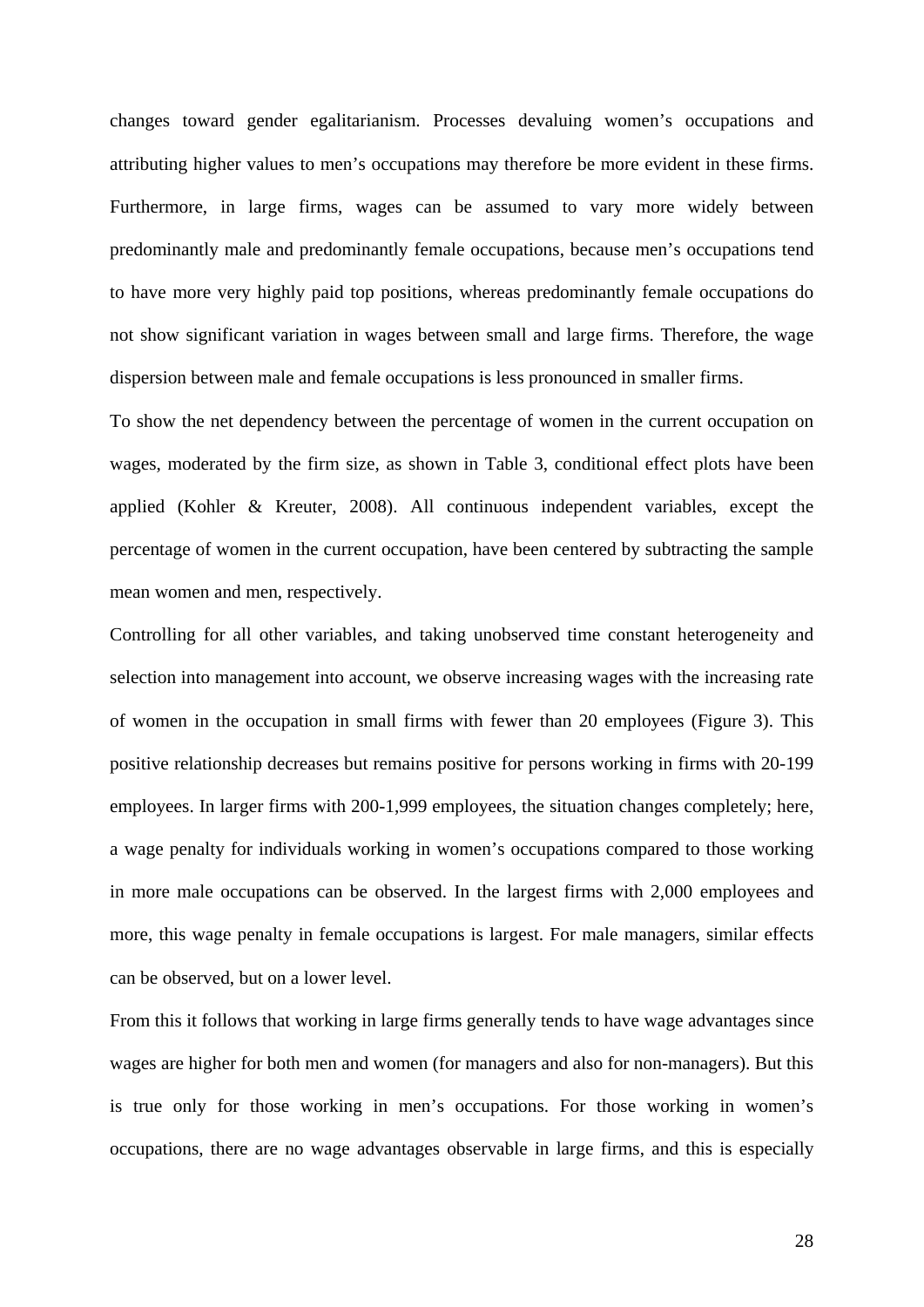changes toward gender egalitarianism. Processes devaluing women's occupations and attributing higher values to men's occupations may therefore be more evident in these firms. Furthermore, in large firms, wages can be assumed to vary more widely between predominantly male and predominantly female occupations, because men's occupations tend to have more very highly paid top positions, whereas predominantly female occupations do not show significant variation in wages between small and large firms. Therefore, the wage dispersion between male and female occupations is less pronounced in smaller firms.

To show the net dependency between the percentage of women in the current occupation on wages, moderated by the firm size, as shown in Table 3, conditional effect plots have been applied (Kohler & Kreuter, 2008). All continuous independent variables, except the percentage of women in the current occupation, have been centered by subtracting the sample mean women and men, respectively.

Controlling for all other variables, and taking unobserved time constant heterogeneity and selection into management into account, we observe increasing wages with the increasing rate of women in the occupation in small firms with fewer than 20 employees (Figure 3). This positive relationship decreases but remains positive for persons working in firms with 20-199 employees. In larger firms with 200-1,999 employees, the situation changes completely; here, a wage penalty for individuals working in women's occupations compared to those working in more male occupations can be observed. In the largest firms with 2,000 employees and more, this wage penalty in female occupations is largest. For male managers, similar effects can be observed, but on a lower level.

From this it follows that working in large firms generally tends to have wage advantages since wages are higher for both men and women (for managers and also for non-managers). But this is true only for those working in men's occupations. For those working in women's occupations, there are no wage advantages observable in large firms, and this is especially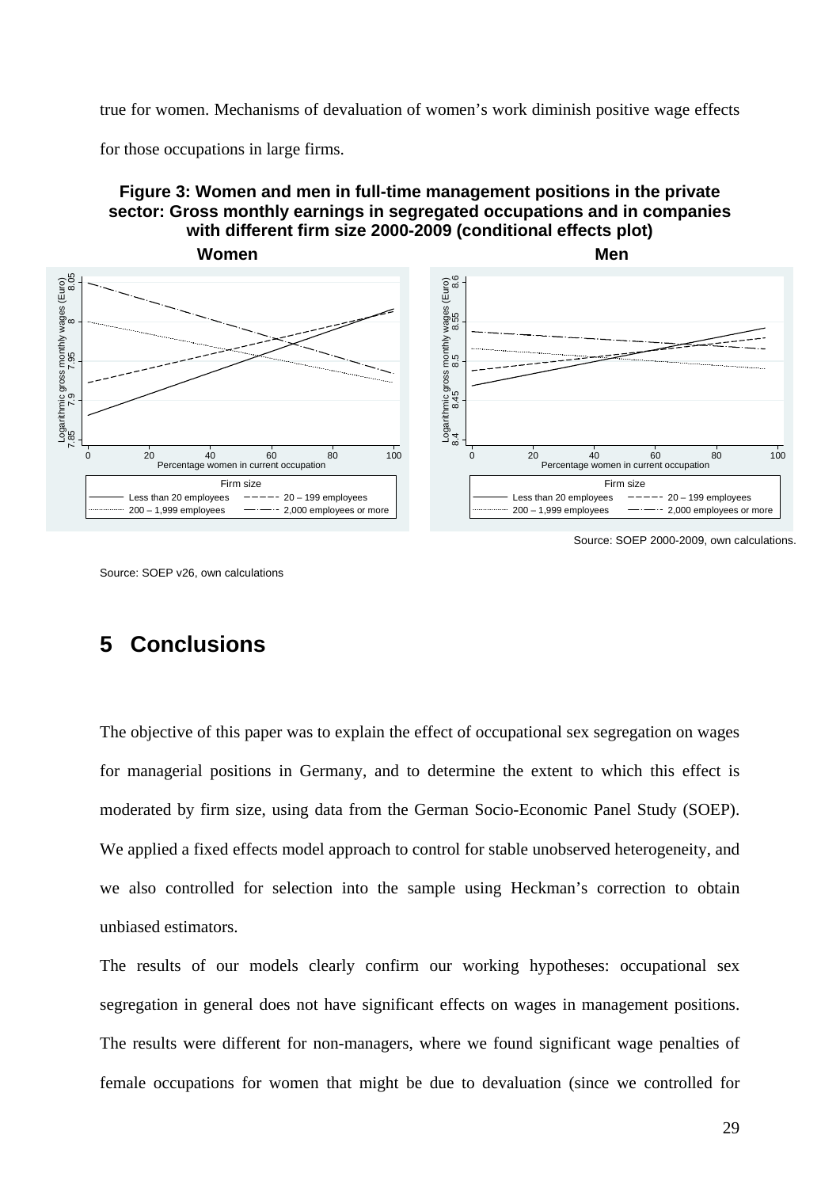true for women. Mechanisms of devaluation of women's work diminish positive wage effects for those occupations in large firms.

**Figure 3: Women and men in full-time management positions in the private sector: Gross monthly earnings in segregated occupations and in companies with different firm size 2000-2009 (conditional effects plot)**

Source: SOEP 2000-2009, own calculations.

Source: SOEP v26, own calculations

## 5 Conclusions

The objective of this paper was to explain the effect of occupational sex segregation on wages for managerial positions in Germany, and to determine the extent to which this effect is moderated by firm size, using data from the German Socio-Economic Panel Study (SOEP). We applied a fixed effects model approach to control for stable unobserved heterogeneity, and we also controlled for selection into the sample using Heckman's correction to obtain unbiased estimators.

The results of our models clearly confirm our working hypotheses: occupational sex segregation in general does not have significant effects on wages in management positions. The results were different for non-managers, where we found significant wage penalties of female occupations for women that might be due to devaluation (since we controlled for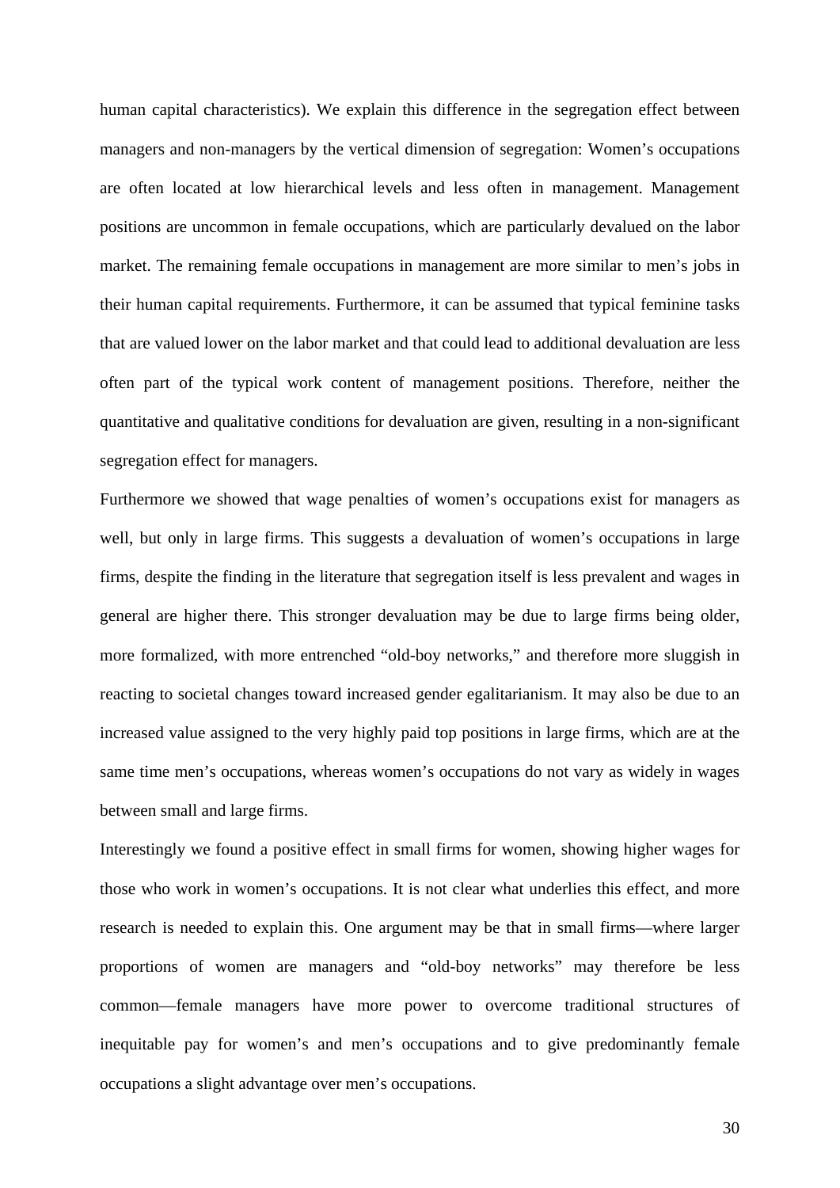human capital characteristics). We explain this difference in the segregation effect between managers and non-managers by the vertical dimension of segregation: Women's occupations are often located at low hierarchical levels and less often in management. Management positions are uncommon in female occupations, which are particularly devalued on the labor market. The remaining female occupations in management are more similar to men's jobs in their human capital requirements. Furthermore, it can be assumed that typical feminine tasks that are valued lower on the labor market and that could lead to additional devaluation are less often part of the typical work content of management positions. Therefore, neither the quantitative and qualitative conditions for devaluation are given, resulting in a non-significant segregation effect for managers.

Furthermore we showed that wage penalties of women's occupations exist for managers as well, but only in large firms. This suggests a devaluation of women's occupations in large firms, despite the finding in the literature that segregation itself is less prevalent and wages in general are higher there. This stronger devaluation may be due to large firms being older, more formalized, with more entrenched "old-boy networks," and therefore more sluggish in reacting to societal changes toward increased gender egalitarianism. It may also be due to an increased value assigned to the very highly paid top positions in large firms, which are at the same time men's occupations, whereas women's occupations do not vary as widely in wages between small and large firms.

Interestingly we found a positive effect in small firms for women, showing higher wages for those who work in women's occupations. It is not clear what underlies this effect, and more research is needed to explain this. One argument may be that in small firms—where larger proportions of women are managers and "old-boy networks" may therefore be less common—female managers have more power to overcome traditional structures of inequitable pay for women's and men's occupations and to give predominantly female occupations a slight advantage over men's occupations.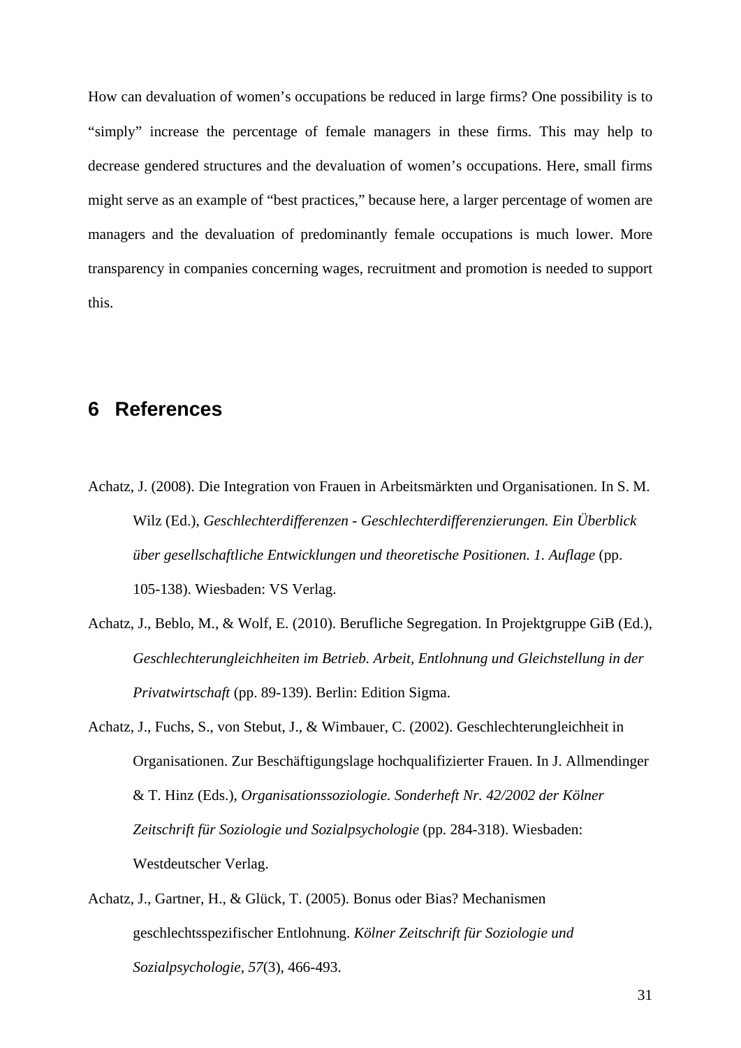How can devaluation of women's occupations be reduced in large firms? One possibility is to "simply" increase the percentage of female managers in these firms. This may help to decrease gendered structures and the devaluation of women's occupations. Here, small firms might serve as an example of "best practices," because here, a larger percentage of women are managers and the devaluation of predominantly female occupations is much lower. More transparency in companies concerning wages, recruitment and promotion is needed to support this.

## 6 References

Achatz, J. (2008). Die Integration von Frauen in Arbeitsmärkten und Organisationen. In S. M. Wilz (Ed.), *Geschlechterdifferenzen - Geschlechterdifferenzierungen. Ein Überblick über gesellschaftliche Entwicklungen und theoretische Positionen. 1. Auflage* (pp. 105-138). Wiesbaden: VS Verlag.

Achatz, J., Beblo, M., & Wolf, E. (2010). Berufliche Segregation. In Projektgruppe GiB (Ed.), *Geschlechterungleichheiten im Betrieb. Arbeit, Entlohnung und Gleichstellung in der Privatwirtschaft* (pp. 89-139). Berlin: Edition Sigma.

Achatz, J., Fuchs, S., von Stebut, J., & Wimbauer, C. (2002). Geschlechterungleichheit in Organisationen. Zur Beschäftigungslage hochqualifizierter Frauen. In J. Allmendinger & T. Hinz (Eds.), *Organisationssoziologie. Sonderheft Nr. 42/2002 der Kölner Zeitschrift für Soziologie und Sozialpsychologie* (pp. 284-318). Wiesbaden: Westdeutscher Verlag.

Achatz, J., Gartner, H., & Glück, T. (2005). Bonus oder Bias? Mechanismen geschlechtsspezifischer Entlohnung. *Kölner Zeitschrift für Soziologie und Sozialpsychologie, 57*(3), 466-493.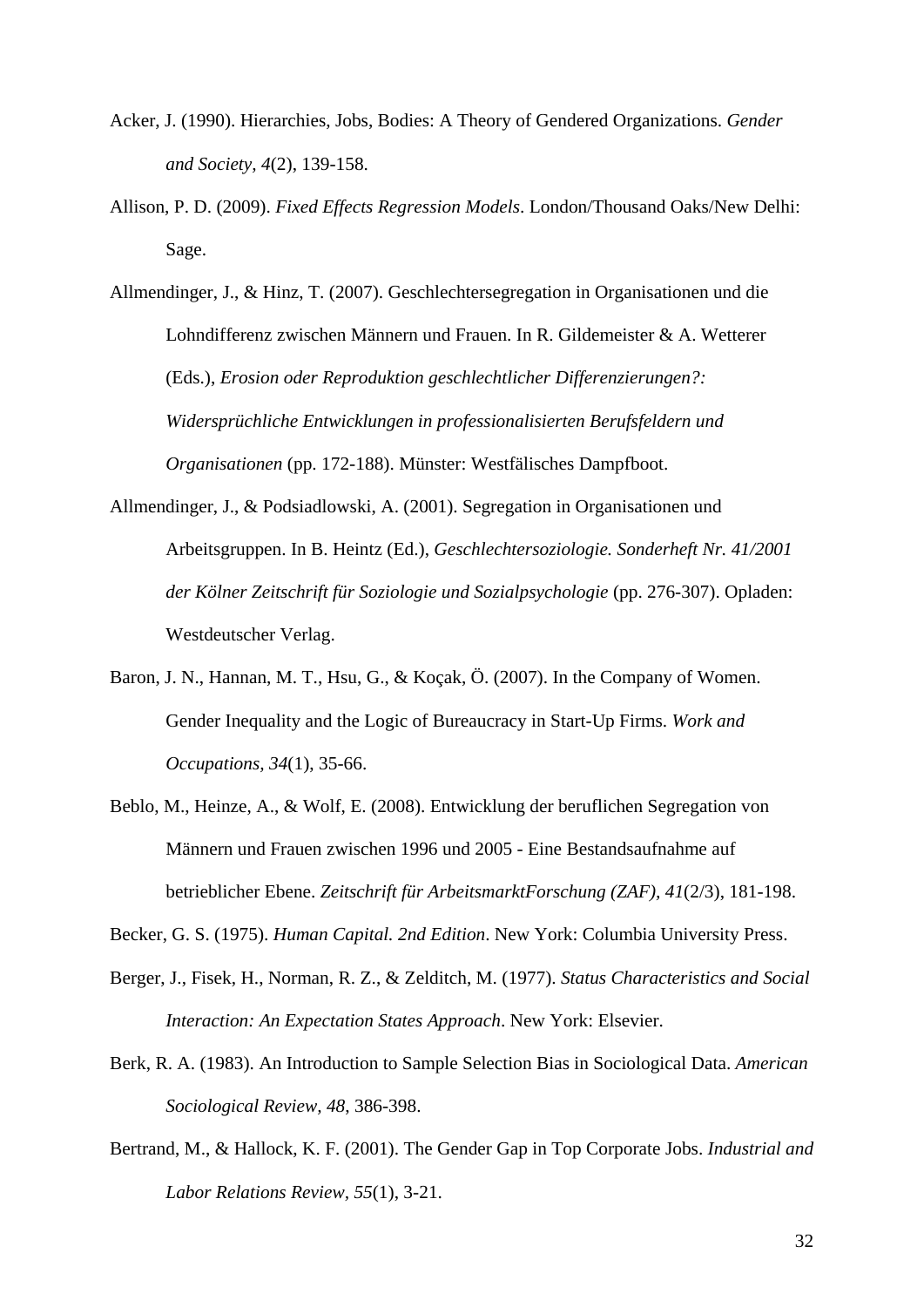Acker, J. (1990). Hierarchies, Jobs, Bodies: A Theory of Gendered Organizations. *Gender and Society, 4*(2), 139-158.

Allison, P. D. (2009). *Fixed Effects Regression Models*. London/Thousand Oaks/New Delhi: Sage.

Allmendinger, J., & Hinz, T. (2007). Geschlechtersegregation in Organisationen und die Lohndifferenz zwischen Männern und Frauen. In R. Gildemeister & A. Wetterer (Eds.), *Erosion oder Reproduktion geschlechtlicher Differenzierungen?: Widersprüchliche Entwicklungen in professionalisierten Berufsfeldern und Organisationen* (pp. 172-188). Münster: Westfälisches Dampfboot.

Allmendinger, J., & Podsiadlowski, A. (2001). Segregation in Organisationen und Arbeitsgruppen. In B. Heintz (Ed.), *Geschlechtersoziologie. Sonderheft Nr. 41/2001 der Kölner Zeitschrift für Soziologie und Sozialpsychologie* (pp. 276-307). Opladen: Westdeutscher Verlag.

Baron, J. N., Hannan, M. T., Hsu, G., & Koçak, Ö. (2007). In the Company of Women. Gender Inequality and the Logic of Bureaucracy in Start-Up Firms. *Work and Occupations, 34*(1), 35-66.

Beblo, M., Heinze, A., & Wolf, E. (2008). Entwicklung der beruflichen Segregation von Männern und Frauen zwischen 1996 und 2005 - Eine Bestandsaufnahme auf betrieblicher Ebene. *Zeitschrift für ArbeitsmarktForschung (ZAF), 41*(2/3), 181-198.

Becker, G. S. (1975). *Human Capital. 2nd Edition*. New York: Columbia University Press.

Berger, J., Fisek, H., Norman, R. Z., & Zelditch, M. (1977). *Status Characteristics and Social Interaction: An Expectation States Approach*. New York: Elsevier.

Berk, R. A. (1983). An Introduction to Sample Selection Bias in Sociological Data. *American Sociological Review, 48*, 386-398.

Bertrand, M., & Hallock, K. F. (2001). The Gender Gap in Top Corporate Jobs. *Industrial and Labor Relations Review, 55*(1), 3-21.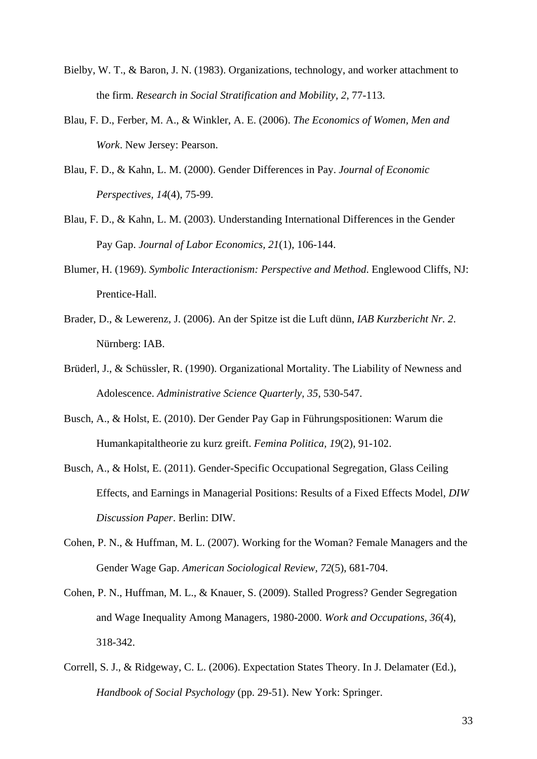Bielby, W. T., & Baron, J. N. (1983). Organizations, technology, and worker attachment to the firm. *Research in Social Stratification and Mobility, 2*, 77-113.

Blau, F. D., Ferber, M. A., & Winkler, A. E. (2006). *The Economics of Women, Men and Work*. New Jersey: Pearson.

Blau, F. D., & Kahn, L. M. (2000). Gender Differences in Pay. *Journal of Economic Perspectives, 14*(4), 75-99.

Blau, F. D., & Kahn, L. M. (2003). Understanding International Differences in the Gender Pay Gap. *Journal of Labor Economics, 21*(1), 106-144.

Blumer, H. (1969). *Symbolic Interactionism: Perspective and Method*. Englewood Cliffs, NJ: Prentice-Hall.

Brader, D., & Lewerenz, J. (2006). An der Spitze ist die Luft dünn, *IAB Kurzbericht Nr. 2*. Nürnberg: IAB.

Brüderl, J., & Schüssler, R. (1990). Organizational Mortality. The Liability of Newness and Adolescence. *Administrative Science Quarterly, 35*, 530-547.

Busch, A., & Holst, E. (2010). Der Gender Pay Gap in Führungspositionen: Warum die Humankapitaltheorie zu kurz greift. *Femina Politica, 19*(2), 91-102.

Busch, A., & Holst, E. (2011). Gender-Specific Occupational Segregation, Glass Ceiling Effects, and Earnings in Managerial Positions: Results of a Fixed Effects Model, *DIW Discussion Paper*. Berlin: DIW.

Cohen, P. N., & Huffman, M. L. (2007). Working for the Woman? Female Managers and the Gender Wage Gap. *American Sociological Review, 72*(5), 681-704.

Cohen, P. N., Huffman, M. L., & Knauer, S. (2009). Stalled Progress? Gender Segregation and Wage Inequality Among Managers, 1980-2000. *Work and Occupations, 36*(4), 318-342.

Correll, S. J., & Ridgeway, C. L. (2006). Expectation States Theory. In J. Delamater (Ed.), *Handbook of Social Psychology* (pp. 29-51). New York: Springer.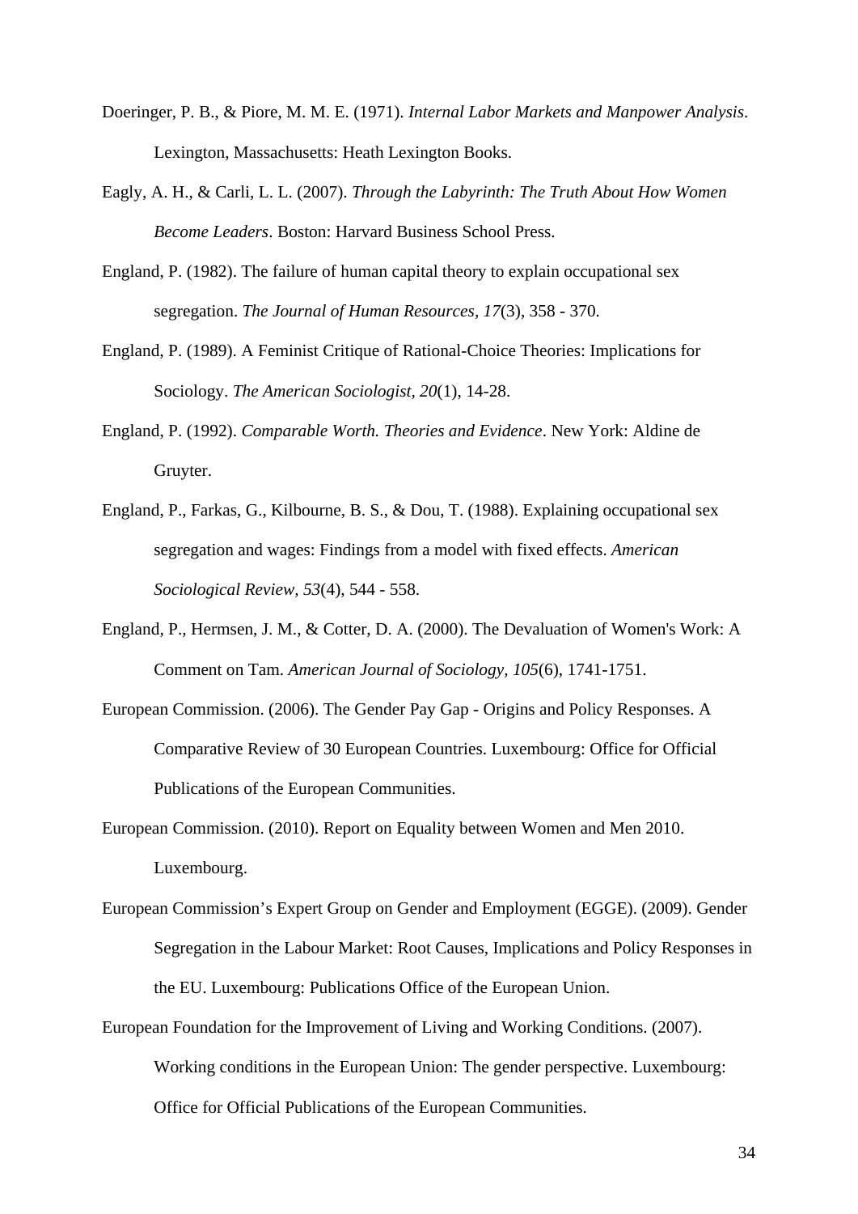Doeringer, P. B., & Piore, M. M. E. (1971). *Internal Labor Markets and Manpower Analysis*. Lexington, Massachusetts: Heath Lexington Books.

Eagly, A. H., & Carli, L. L. (2007). *Through the Labyrinth: The Truth About How Women Become Leaders*. Boston: Harvard Business School Press.

England, P. (1982). The failure of human capital theory to explain occupational sex segregation. *The Journal of Human Resources, 17*(3), 358 - 370.

England, P. (1989). A Feminist Critique of Rational-Choice Theories: Implications for Sociology. *The American Sociologist, 20*(1), 14-28.

England, P. (1992). *Comparable Worth. Theories and Evidence*. New York: Aldine de Gruyter.

England, P., Farkas, G., Kilbourne, B. S., & Dou, T. (1988). Explaining occupational sex segregation and wages: Findings from a model with fixed effects. *American Sociological Review, 53*(4), 544 - 558.

England, P., Hermsen, J. M., & Cotter, D. A. (2000). The Devaluation of Women's Work: A Comment on Tam. *American Journal of Sociology, 105*(6), 1741-1751.

European Commission. (2006). The Gender Pay Gap - Origins and Policy Responses. A Comparative Review of 30 European Countries. Luxembourg: Office for Official Publications of the European Communities.

European Commission. (2010). Report on Equality between Women and Men 2010. Luxembourg.

European Commission's Expert Group on Gender and Employment (EGGE). (2009). Gender Segregation in the Labour Market: Root Causes, Implications and Policy Responses in the EU. Luxembourg: Publications Office of the European Union.

European Foundation for the Improvement of Living and Working Conditions. (2007). Working conditions in the European Union: The gender perspective. Luxembourg: Office for Official Publications of the European Communities.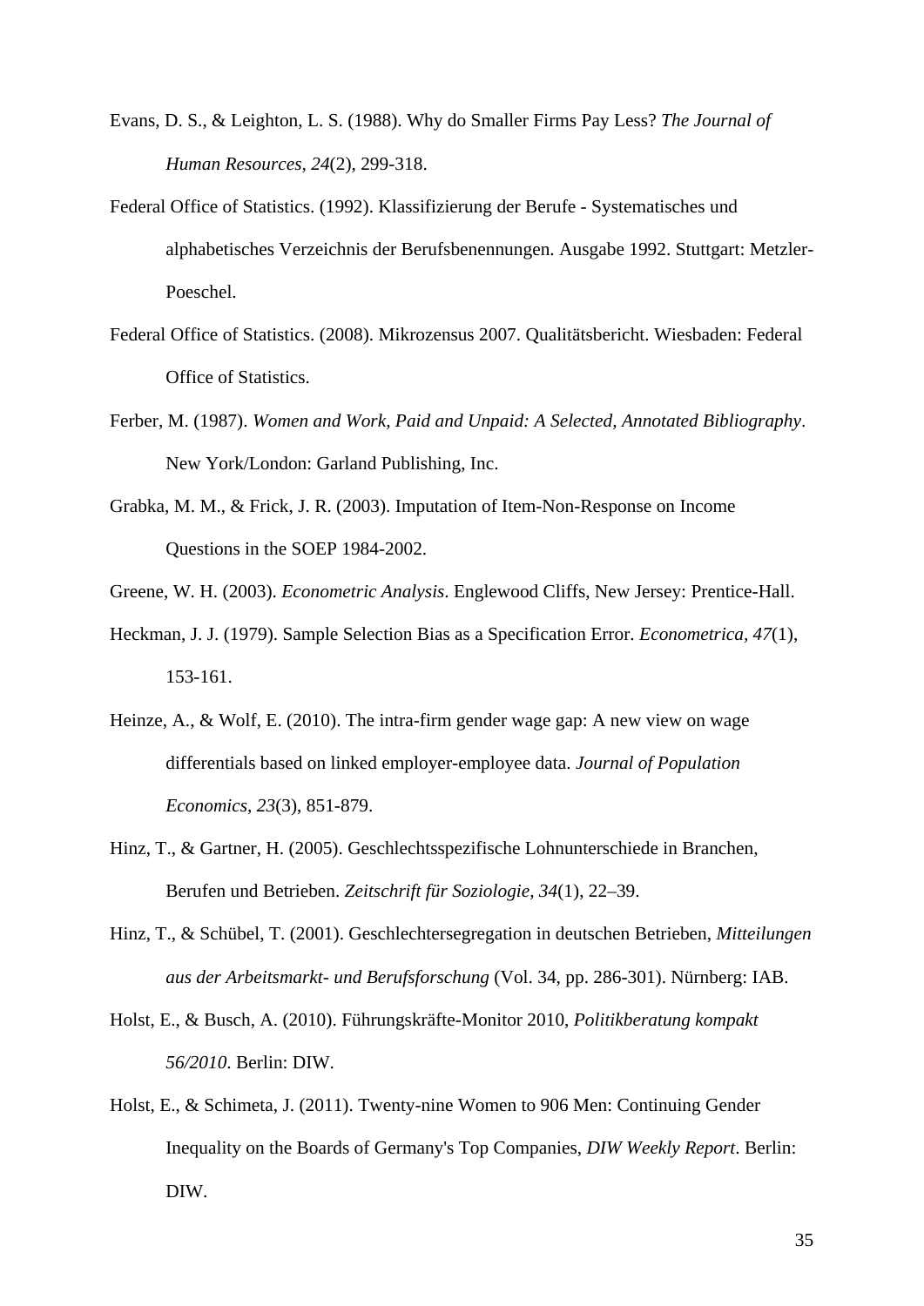Evans, D. S., & Leighton, L. S. (1988). Why do Smaller Firms Pay Less? *The Journal of Human Resources, 24*(2), 299-318.

Federal Office of Statistics. (1992). Klassifizierung der Berufe - Systematisches und alphabetisches Verzeichnis der Berufsbenennungen. Ausgabe 1992. Stuttgart: Metzler-Poeschel.

Federal Office of Statistics. (2008). Mikrozensus 2007. Qualitätsbericht. Wiesbaden: Federal Office of Statistics.

Ferber, M. (1987). *Women and Work, Paid and Unpaid: A Selected, Annotated Bibliography*. New York/London: Garland Publishing, Inc.

Grabka, M. M., & Frick, J. R. (2003). Imputation of Item-Non-Response on Income Questions in the SOEP 1984-2002.

Greene, W. H. (2003). *Econometric Analysis*. Englewood Cliffs, New Jersey: Prentice-Hall.

Heckman, J. J. (1979). Sample Selection Bias as a Specification Error. *Econometrica, 47*(1), 153-161.

Heinze, A., & Wolf, E. (2010). The intra-firm gender wage gap: A new view on wage differentials based on linked employer-employee data. *Journal of Population Economics, 23*(3), 851-879.

Hinz, T., & Gartner, H. (2005). Geschlechtsspezifische Lohnunterschiede in Branchen, Berufen und Betrieben. *Zeitschrift für Soziologie, 34*(1), 22–39.

Hinz, T., & Schübel, T. (2001). Geschlechtersegregation in deutschen Betrieben, *Mitteilungen aus der Arbeitsmarkt- und Berufsforschung* (Vol. 34, pp. 286-301). Nürnberg: IAB.

Holst, E., & Busch, A. (2010). Führungskräfte-Monitor 2010, *Politikberatung kompakt 56/2010*. Berlin: DIW.

Holst, E., & Schimeta, J. (2011). Twenty-nine Women to 906 Men: Continuing Gender Inequality on the Boards of Germany's Top Companies, *DIW Weekly Report*. Berlin: DIW.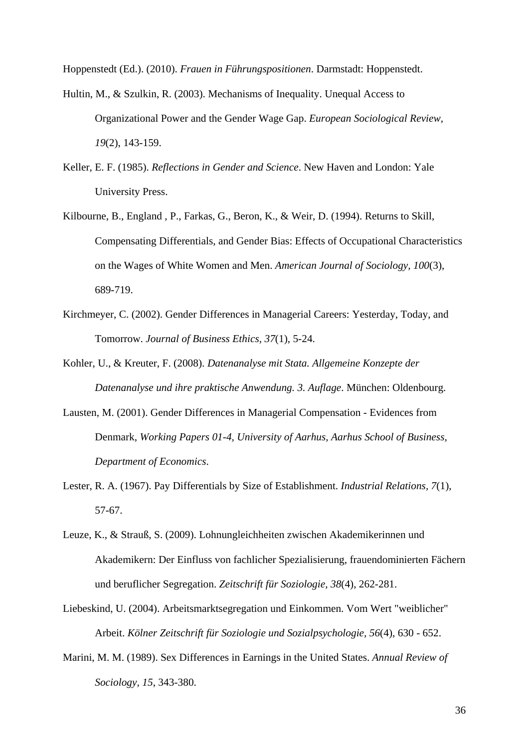Hoppenstedt (Ed.). (2010). *Frauen in Führungspositionen*. Darmstadt: Hoppenstedt.

Hultin, M., & Szulkin, R. (2003). Mechanisms of Inequality. Unequal Access to Organizational Power and the Gender Wage Gap. *European Sociological Review, 19*(2), 143-159.

Keller, E. F. (1985). *Reflections in Gender and Science*. New Haven and London: Yale University Press.

Kilbourne, B., England , P., Farkas, G., Beron, K., & Weir, D. (1994). Returns to Skill, Compensating Differentials, and Gender Bias: Effects of Occupational Characteristics on the Wages of White Women and Men. *American Journal of Sociology, 100*(3), 689-719.

Kirchmeyer, C. (2002). Gender Differences in Managerial Careers: Yesterday, Today, and Tomorrow. *Journal of Business Ethics, 37*(1), 5-24.

Kohler, U., & Kreuter, F. (2008). *Datenanalyse mit Stata. Allgemeine Konzepte der Datenanalyse und ihre praktische Anwendung. 3. Auflage*. München: Oldenbourg.

Lausten, M. (2001). Gender Differences in Managerial Compensation - Evidences from Denmark, *Working Papers 01-4, University of Aarhus, Aarhus School of Business, Department of Economics*.

Lester, R. A. (1967). Pay Differentials by Size of Establishment. *Industrial Relations, 7*(1), 57-67.

Leuze, K., & Strauß, S. (2009). Lohnungleichheiten zwischen Akademikerinnen und Akademikern: Der Einfluss von fachlicher Spezialisierung, frauendominierten Fächern und beruflicher Segregation. *Zeitschrift für Soziologie, 38*(4), 262-281.

Liebeskind, U. (2004). Arbeitsmarktsegregation und Einkommen. Vom Wert "weiblicher" Arbeit. *Kölner Zeitschrift für Soziologie und Sozialpsychologie, 56*(4), 630 - 652.

Marini, M. M. (1989). Sex Differences in Earnings in the United States. *Annual Review of Sociology, 15*, 343-380.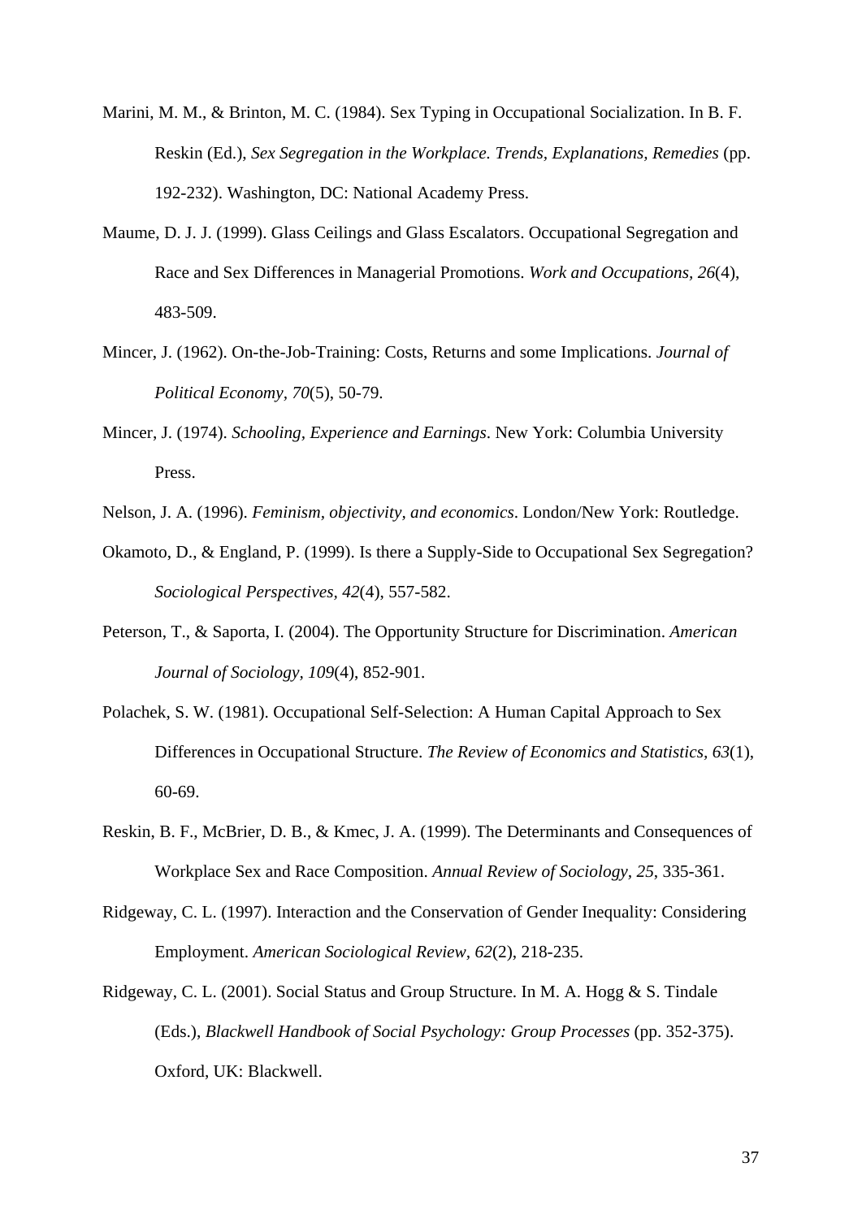Marini, M. M., & Brinton, M. C. (1984). Sex Typing in Occupational Socialization. In B. F. Reskin (Ed.), *Sex Segregation in the Workplace. Trends, Explanations, Remedies* (pp. 192-232). Washington, DC: National Academy Press.

Maume, D. J. J. (1999). Glass Ceilings and Glass Escalators. Occupational Segregation and Race and Sex Differences in Managerial Promotions. *Work and Occupations, 26*(4), 483-509.

Mincer, J. (1962). On-the-Job-Training: Costs, Returns and some Implications. *Journal of Political Economy, 70*(5), 50-79.

Mincer, J. (1974). *Schooling, Experience and Earnings*. New York: Columbia University Press.

Nelson, J. A. (1996). *Feminism, objectivity, and economics*. London/New York: Routledge.

Okamoto, D., & England, P. (1999). Is there a Supply-Side to Occupational Sex Segregation? *Sociological Perspectives, 42*(4), 557-582.

Peterson, T., & Saporta, I. (2004). The Opportunity Structure for Discrimination. *American Journal of Sociology, 109*(4), 852-901.

Polachek, S. W. (1981). Occupational Self-Selection: A Human Capital Approach to Sex Differences in Occupational Structure. *The Review of Economics and Statistics, 63*(1), 60-69.

Reskin, B. F., McBrier, D. B., & Kmec, J. A. (1999). The Determinants and Consequences of Workplace Sex and Race Composition. *Annual Review of Sociology, 25*, 335-361.

Ridgeway, C. L. (1997). Interaction and the Conservation of Gender Inequality: Considering Employment. *American Sociological Review, 62*(2), 218-235.

Ridgeway, C. L. (2001). Social Status and Group Structure. In M. A. Hogg & S. Tindale (Eds.), *Blackwell Handbook of Social Psychology: Group Processes* (pp. 352-375). Oxford, UK: Blackwell.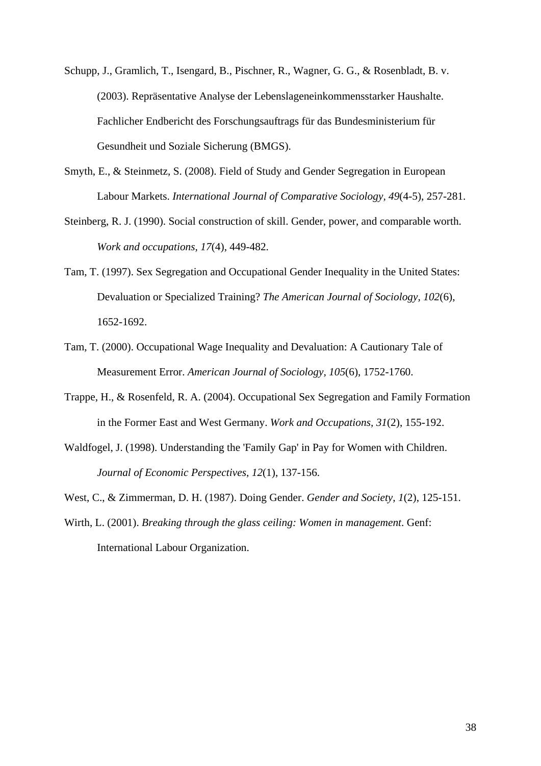Schupp, J., Gramlich, T., Isengard, B., Pischner, R., Wagner, G. G., & Rosenbladt, B. v. (2003). Repräsentative Analyse der Lebenslageneinkommensstarker Haushalte. Fachlicher Endbericht des Forschungsauftrags für das Bundesministerium für Gesundheit und Soziale Sicherung (BMGS).

Smyth, E., & Steinmetz, S. (2008). Field of Study and Gender Segregation in European Labour Markets. *International Journal of Comparative Sociology, 49*(4-5), 257-281.

Steinberg, R. J. (1990). Social construction of skill. Gender, power, and comparable worth. *Work and occupations, 17*(4), 449-482.

Tam, T. (1997). Sex Segregation and Occupational Gender Inequality in the United States: Devaluation or Specialized Training? *The American Journal of Sociology, 102*(6), 1652-1692.

Tam, T. (2000). Occupational Wage Inequality and Devaluation: A Cautionary Tale of Measurement Error. *American Journal of Sociology, 105*(6), 1752-1760.

Trappe, H., & Rosenfeld, R. A. (2004). Occupational Sex Segregation and Family Formation in the Former East and West Germany. *Work and Occupations, 31*(2), 155-192.

Waldfogel, J. (1998). Understanding the 'Family Gap' in Pay for Women with Children. *Journal of Economic Perspectives, 12*(1), 137-156.

West, C., & Zimmerman, D. H. (1987). Doing Gender. *Gender and Society, 1*(2), 125-151.

Wirth, L. (2001). *Breaking through the glass ceiling: Women in management*. Genf: International Labour Organization.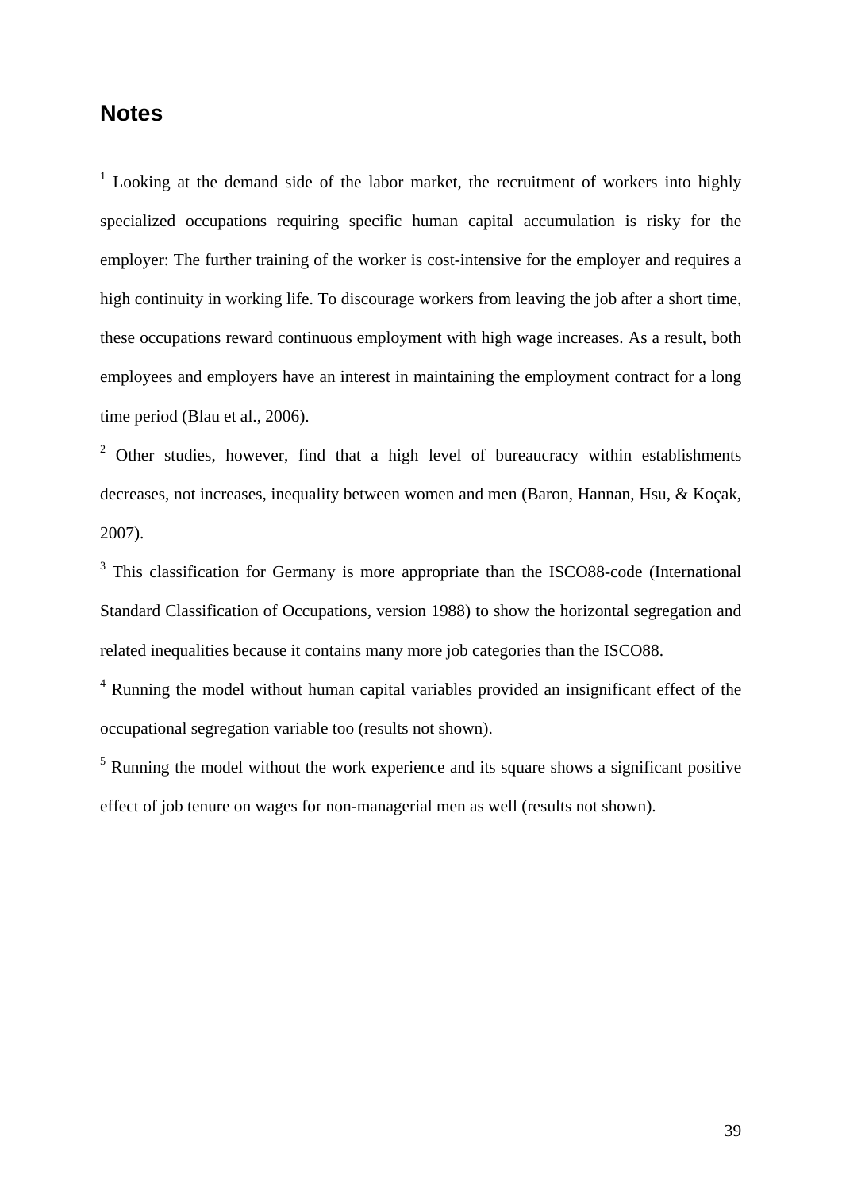## Notes

[1] Looking at the demand side of the labor market, the recruitment of workers into highly specialized occupations requiring specific human capital accumulation is risky for the employer: The further training of the worker is cost-intensive for the employer and requires a high continuity in working life. To discourage workers from leaving the job after a short time, these occupations reward continuous employment with high wage increases. As a result, both employees and employers have an interest in maintaining the employment contract for a long time period (Blau et al., 2006).

[2] Other studies, however, find that a high level of bureaucracy within establishments decreases, not increases, inequality between women and men (Baron, Hannan, Hsu, & Koçak, 2007).

[3] This classification for Germany is more appropriate than the ISCO88-code (International Standard Classification of Occupations, version 1988) to show the horizontal segregation and related inequalities because it contains many more job categories than the ISCO88.

[4] Running the model without human capital variables provided an insignificant effect of the occupational segregation variable too (results not shown).

[5] Running the model without the work experience and its square shows a significant positive effect of job tenure on wages for non-managerial men as well (results not shown).